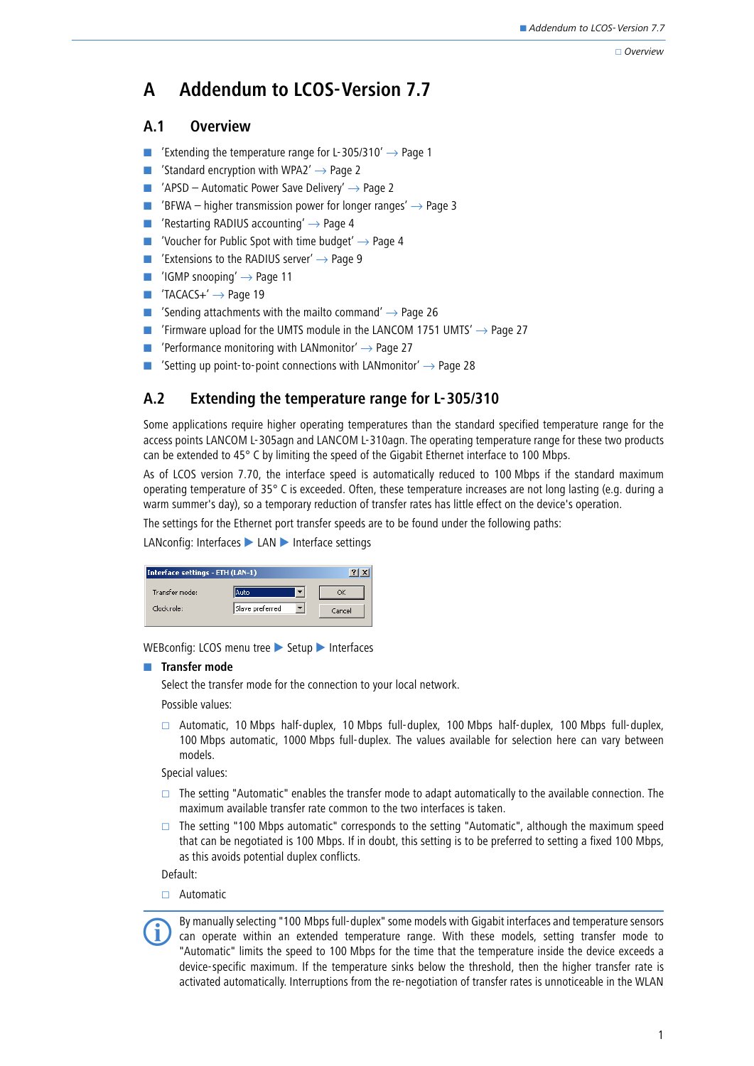# A Addendum to LCOS-Version 7.7

## A.1 Overview

- 'Extending the temperature range for L-305/310' → Page 1
- 'Standard encryption with WPA2' → Page 2
- 'APSD – Automatic Power Save Delivery' → Page 2
- 'BFWA – higher transmission power for longer ranges' → Page 3
- 'Restarting RADIUS accounting' → Page 4
- 'Voucher for Public Spot with time budget' → Page 4
- 'Extensions to the RADIUS server' → Page 9
- 'IGMP snooping' → Page 11
- 'TACACS+' → Page 19
- 'Sending attachments with the mailto command' → Page 26
- 'Firmware upload for the UMTS module in the LANCOM 1751 UMTS' → Page 27
- 'Performance monitoring with LANmonitor' → Page 27
- 'Setting up point-to-point connections with LANmonitor' → Page 28

## A.2 Extending the temperature range for L-305/310

Some applications require higher operating temperatures than the standard specified temperature range for the access points LANCOM L-305agn and LANCOM L-310agn. The operating temperature range for these two products can be extended to 45° C by limiting the speed of the Gigabit Ethernet interface to 100 Mbps.

As of LCOS version 7.70, the interface speed is automatically reduced to 100 Mbps if the standard maximum operating temperature of 35° C is exceeded. Often, these temperature increases are not long lasting (e.g. during a warm summer's day), so a temporary reduction of transfer rates has little effect on the device's operation.

The settings for the Ethernet port transfer speeds are to be found under the following paths:

LANconfig: Interfaces ▶ LAN ▶ Interface settings

Interface settings - ETH (LAN-1)

Transfer mode: Auto
Clock role: Slave preferred

OK
Cancel

WEBconfig: LCOS menu tree ▶ Setup ▶ Interfaces

- **Transfer mode**

  Select the transfer mode for the connection to your local network.

  Possible values:

  - Automatic, 10 Mbps half-duplex, 10 Mbps full-duplex, 100 Mbps half-duplex, 100 Mbps full-duplex, 100 Mbps automatic, 1000 Mbps full-duplex. The values available for selection here can vary between models.

  Special values:

  - The setting "Automatic" enables the transfer mode to adapt automatically to the available connection. The maximum available transfer rate common to the two interfaces is taken.
  - The setting "100 Mbps automatic" corresponds to the setting "Automatic", although the maximum speed that can be negotiated is 100 Mbps. If in doubt, this setting is to be preferred to setting a fixed 100 Mbps, as this avoids potential duplex conflicts.

  Default:

  - Automatic

By manually selecting "100 Mbps full-duplex" some models with Gigabit interfaces and temperature sensors can operate within an extended temperature range. With these models, setting transfer mode to "Automatic" limits the speed to 100 Mbps for the time that the temperature inside the device exceeds a device-specific maximum. If the temperature sinks below the threshold, then the higher transfer rate is activated automatically. Interruptions from the re-negotiation of transfer rates is unnoticeable in the WLAN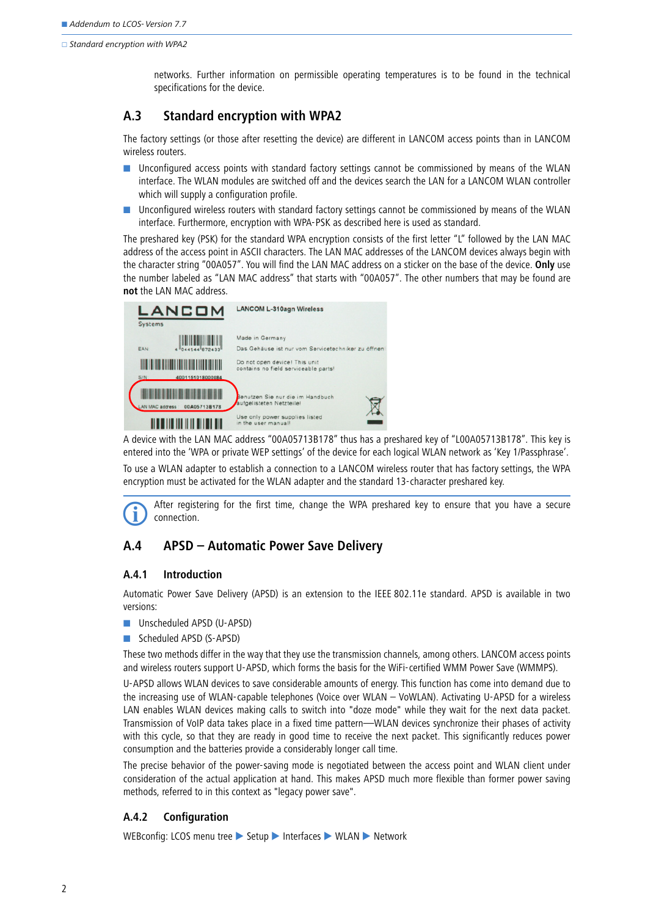networks. Further information on permissible operating temperatures is to be found in the technical specifications for the device.

## A.3 Standard encryption with WPA2

The factory settings (or those after resetting the device) are different in LANCOM access points than in LANCOM wireless routers.

- Unconfigured access points with standard factory settings cannot be commissioned by means of the WLAN interface. The WLAN modules are switched off and the devices search the LAN for a LANCOM WLAN controller which will supply a configuration profile.
- Unconfigured wireless routers with standard factory settings cannot be commissioned by means of the WLAN interface. Furthermore, encryption with WPA-PSK as described here is used as standard.

The preshared key (PSK) for the standard WPA encryption consists of the first letter "L" followed by the LAN MAC address of the access point in ASCII characters. The LAN MAC addresses of the LANCOM devices always begin with the character string "00A057". You will find the LAN MAC address on a sticker on the base of the device. **Only** use the number labeled as "LAN MAC address" that starts with "00A057". The other numbers that may be found are **not** the LAN MAC address.

A device with the LAN MAC address "00A05713B178" thus has a preshared key of "L00A05713B178". This key is entered into the 'WPA or private WEP settings' of the device for each logical WLAN network as 'Key 1/Passphrase'.

To use a WLAN adapter to establish a connection to a LANCOM wireless router that has factory settings, the WPA encryption must be activated for the WLAN adapter and the standard 13-character preshared key.

After registering for the first time, change the WPA preshared key to ensure that you have a secure connection.

## A.4 APSD – Automatic Power Save Delivery

### A.4.1 Introduction

Automatic Power Save Delivery (APSD) is an extension to the IEEE 802.11e standard. APSD is available in two versions:

- Unscheduled APSD (U-APSD)
- Scheduled APSD (S-APSD)

These two methods differ in the way that they use the transmission channels, among others. LANCOM access points and wireless routers support U-APSD, which forms the basis for the WiFi-certified WMM Power Save (WMMPS).

U-APSD allows WLAN devices to save considerable amounts of energy. This function has come into demand due to the increasing use of WLAN-capable telephones (Voice over WLAN – VoWLAN). Activating U-APSD for a wireless LAN enables WLAN devices making calls to switch into "doze mode" while they wait for the next data packet. Transmission of VoIP data takes place in a good time pattern—WLAN devices synchronize their phases of activity with this cycle, so that they are ready in good time to receive the next packet. This significantly reduces power consumption and the batteries provide a considerably longer call time.

The precise behavior of the power-saving mode is negotiated between the access point and WLAN client under consideration of the actual application at hand. This makes APSD much more flexible than former power saving methods, referred to in this context as "legacy power save".

### A.4.2 Configuration

WEBconfig: LCOS menu tree ▶ Setup ▶ Interfaces ▶ WLAN ▶ Network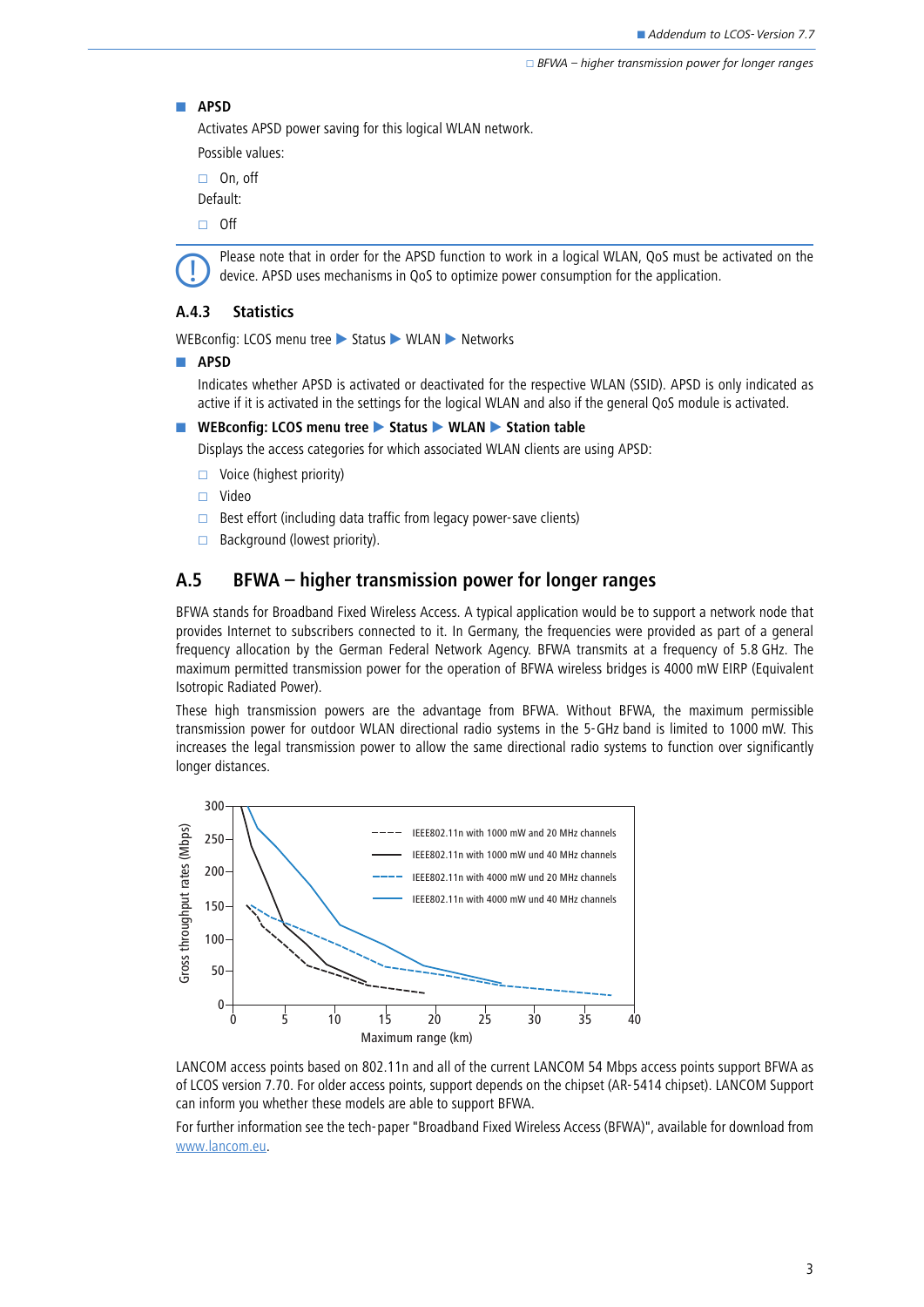- **APSD**

  Activates APSD power saving for this logical WLAN network.

  Possible values:

  - On, off

  Default:

  - Off

Please note that in order for the APSD function to work in a logical WLAN, QoS must be activated on the device. APSD uses mechanisms in QoS to optimize power consumption for the application.

### A.4.3 Statistics

WEBconfig: LCOS menu tree ▶ Status ▶ WLAN ▶ Networks

- **APSD**

  Indicates whether APSD is activated or deactivated for the respective WLAN (SSID). APSD is only indicated as active if it is activated in the settings for the logical WLAN and also if the general QoS module is activated.

- **WEBconfig: LCOS menu tree ▶ Status ▶ WLAN ▶ Station table**

  Displays the access categories for which associated WLAN clients are using APSD:

  - Voice (highest priority)
  - Video
  - Best effort (including data traffic from legacy power-save clients)
  - Background (lowest priority).

## A.5 BFWA – higher transmission power for longer ranges

BFWA stands for Broadband Fixed Wireless Access. A typical application would be to support a network node that provides Internet to subscribers connected to it. In Germany, the frequencies were provided as part of a general frequency allocation by the German Federal Network Agency. BFWA transmits at a frequency of 5.8 GHz. The maximum permitted transmission power for the operation of BFWA wireless bridges is 4000 mW EIRP (Equivalent Isotropic Radiated Power).

These high transmission powers are the advantage from BFWA. Without BFWA, the maximum permissible transmission power for outdoor WLAN directional radio systems in the 5-GHz band is limited to 1000 mW. This increases the legal transmission power to allow the same directional radio systems to function over significantly longer distances.

LANCOM access points based on 802.11n and all of the current LANCOM 54 Mbps access points support BFWA as of LCOS version 7.70. For older access points, support depends on the chipset (AR-5414 chipset). LANCOM Support can inform you whether these models are able to support BFWA.

For further information see the tech-paper "Broadband Fixed Wireless Access (BFWA)", available for download from www.lancom.eu.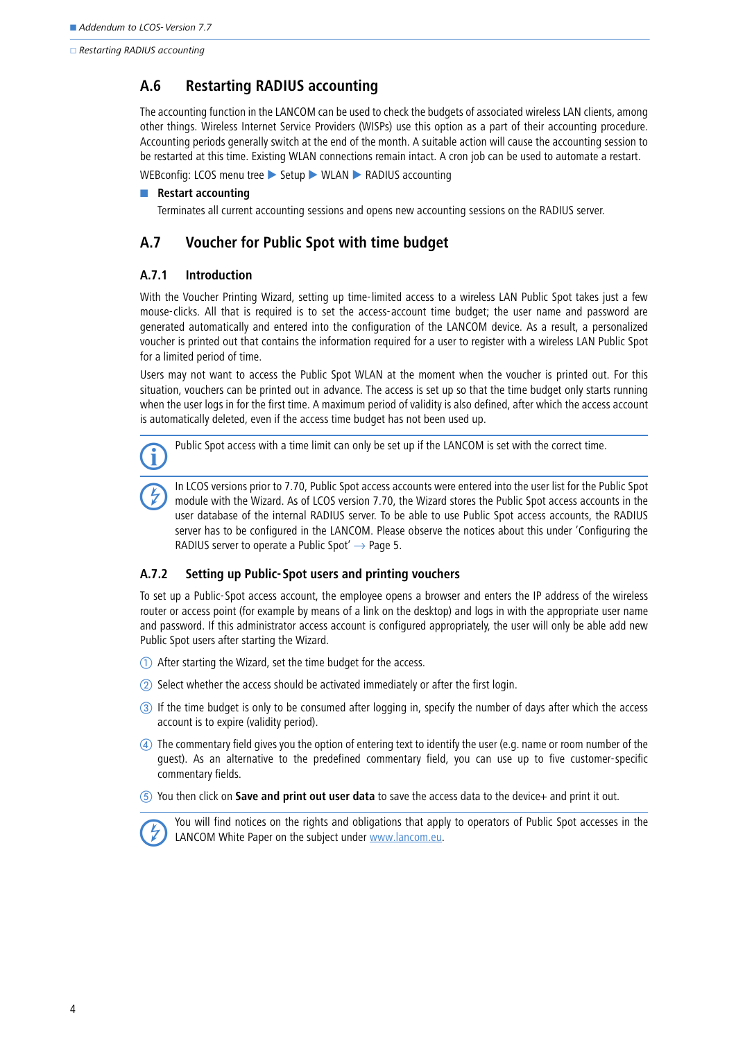## A.6 Restarting RADIUS accounting

The accounting function in the LANCOM can be used to check the budgets of associated wireless LAN clients, among other things. Wireless Internet Service Providers (WISPs) use this option as a part of their accounting procedure. Accounting periods generally switch at the end of the month. A suitable action will cause the accounting session to be restarted at this time. Existing WLAN connections remain intact. A cron job can be used to automate a restart.

WEBconfig: LCOS menu tree ▶ Setup ▶ WLAN ▶ RADIUS accounting

- **Restart accounting**

  Terminates all current accounting sessions and opens new accounting sessions on the RADIUS server.

## A.7 Voucher for Public Spot with time budget

### A.7.1 Introduction

With the Voucher Printing Wizard, setting up time-limited access to a wireless LAN Public Spot takes just a few mouse-clicks. All that is required is to set the access-account time budget; the user name and password are generated automatically and entered into the configuration of the LANCOM device. As a result, a personalized voucher is printed out that contains the information required for a user to register with a wireless LAN Public Spot for a limited period of time.

Users may not want to access the Public Spot WLAN at the moment when the voucher is printed out. For this situation, vouchers can be printed out in advance. The access is set up so that the time budget only starts running when the user logs in for the first time. A maximum period of validity is also defined, after which the access account is automatically deleted, even if the access time budget has not been used up.

Public Spot access with a time limit can only be set up if the LANCOM is set with the correct time.

In LCOS versions prior to 7.70, Public Spot access accounts were entered into the user list for the Public Spot module with the Wizard. As of LCOS version 7.70, the Wizard stores the Public Spot access accounts in the user database of the internal RADIUS server. To be able to use Public Spot access accounts, the RADIUS server has to be configured in the LANCOM. Please observe the notices about this under 'Configuring the RADIUS server to operate a Public Spot' → Page 5.

### A.7.2 Setting up Public-Spot users and printing vouchers

To set up a Public-Spot access account, the employee opens a browser and enters the IP address of the wireless router or access point (for example by means of a link on the desktop) and logs in with the appropriate user name and password. If this administrator access account is configured appropriately, the user will only be able add new Public Spot users after starting the Wizard.

1. After starting the Wizard, set the time budget for the access.
2. Select whether the access should be activated immediately or after the first login.
3. If the time budget is only to be consumed after logging in, specify the number of days after which the access account is to expire (validity period).
4. The commentary field gives you the option of entering text to identify the user (e.g. name or room number of the guest). As an alternative to the predefined commentary field, you can use up to five customer-specific commentary fields.
5. You then click on **Save and print out user data** to save the access data to the device+ and print it out.

You will find notices on the rights and obligations that apply to operators of Public Spot accesses in the LANCOM White Paper on the subject under www.lancom.eu.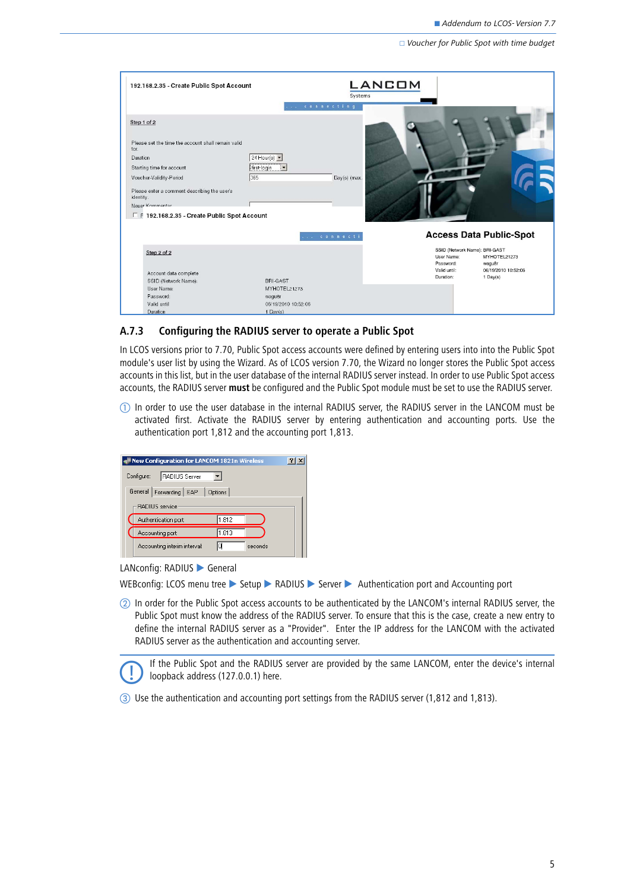## A.7.3 Configuring the RADIUS server to operate a Public Spot

In LCOS versions prior to 7.70, Public Spot access accounts were defined by entering users into into the Public Spot module's user list by using the Wizard. As of LCOS version 7.70, the Wizard no longer stores the Public Spot access accounts in this list, but in the user database of the internal RADIUS server instead. In order to use Public Spot access accounts, the RADIUS server **must** be configured and the Public Spot module must be set to use the RADIUS server.

① In order to use the user database in the internal RADIUS server, the RADIUS server in the LANCOM must be activated first. Activate the RADIUS server by entering authentication and accounting ports. Use the authentication port 1,812 and the accounting port 1,813.

LANconfig: RADIUS ▶ General

WEBconfig: LCOS menu tree ▶ Setup ▶ RADIUS ▶ Server ▶ Authentication port and Accounting port

② In order for the Public Spot access accounts to be authenticated by the LANCOM's internal RADIUS server, the Public Spot must know the address of the RADIUS server. To ensure that this is the case, create a new entry to define the internal RADIUS server as a "Provider". Enter the IP address for the LANCOM with the activated RADIUS server as the authentication and accounting server.

If the Public Spot and the RADIUS server are provided by the same LANCOM, enter the device's internal loopback address (127.0.0.1) here.

③ Use the authentication and accounting port settings from the RADIUS server (1,812 and 1,813).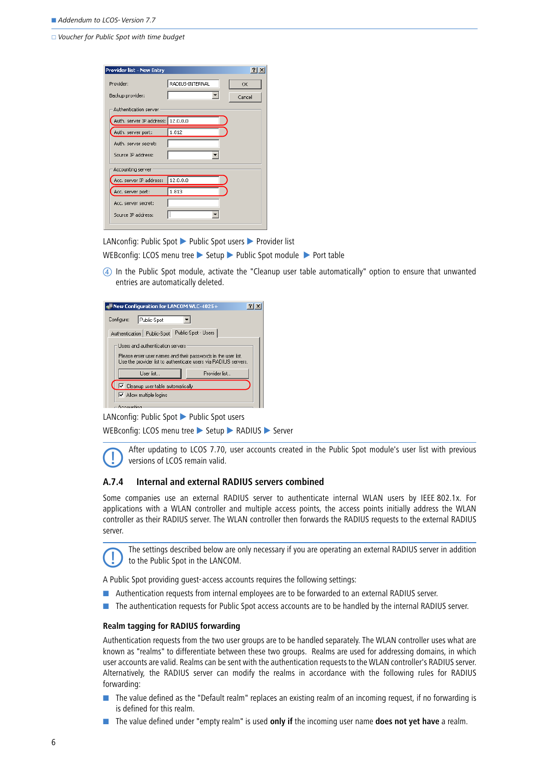LANconfig: Public Spot ▶ Public Spot users ▶ Provider list

WEBconfig: LCOS menu tree ▶ Setup ▶ Public Spot module ▶ Port table

④ In the Public Spot module, activate the "Cleanup user table automatically" option to ensure that unwanted entries are automatically deleted.

LANconfig: Public Spot ▶ Public Spot users

WEBconfig: LCOS menu tree ▶ Setup ▶ RADIUS ▶ Server

After updating to LCOS 7.70, user accounts created in the Public Spot module's user list with previous versions of LCOS remain valid.

### A.7.4 Internal and external RADIUS servers combined

Some companies use an external RADIUS server to authenticate internal WLAN users by IEEE 802.1x. For applications with a WLAN controller and multiple access points, the access points initially address the WLAN controller as their RADIUS server. The WLAN controller then forwards the RADIUS requests to the external RADIUS server.

The settings described below are only necessary if you are operating an external RADIUS server in addition to the Public Spot in the LANCOM.

A Public Spot providing guest-access accounts requires the following settings:

- Authentication requests from internal employees are to be forwarded to an external RADIUS server.
- The authentication requests for Public Spot access accounts are to be handled by the internal RADIUS server.

#### Realm tagging for RADIUS forwarding

Authentication requests from the two user groups are to be handled separately. The WLAN controller uses what are known as "realms" to differentiate between these two groups. Realms are used for addressing domains, in which user accounts are valid. Realms can be sent with the authentication requests to the WLAN controller's RADIUS server. Alternatively, the RADIUS server can modify the realms in accordance with the following rules for RADIUS forwarding:

- The value defined as the "Default realm" replaces an existing realm of an incoming request, if no forwarding is is defined for this realm.
- The value defined under "empty realm" is used **only if** the incoming user name **does not yet have** a realm.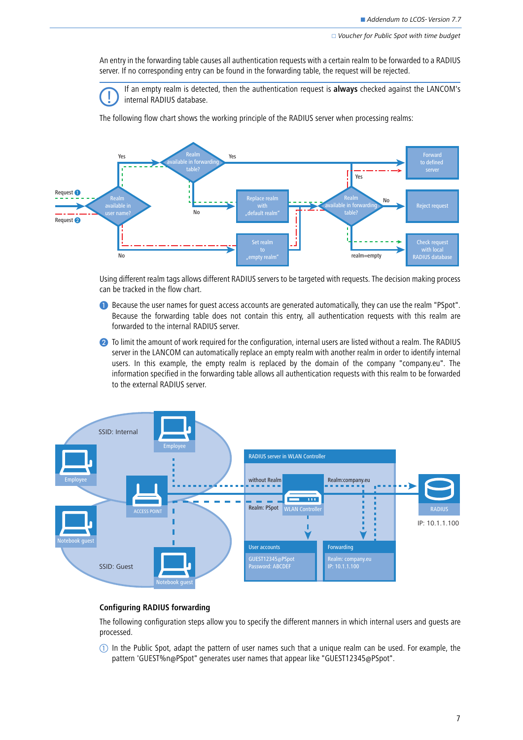An entry in the forwarding table causes all authentication requests with a certain realm to be forwarded to a RADIUS server. If no corresponding entry can be found in the forwarding table, the request will be rejected.

If an empty realm is detected, then the authentication request is **always** checked against the LANCOM's internal RADIUS database.

The following flow chart shows the working principle of the RADIUS server when processing realms:

Using different realm tags allows different RADIUS servers to be targeted with requests. The decision making process can be tracked in the flow chart.

1. Because the user names for guest access accounts are generated automatically, they can use the realm "PSpot". Because the forwarding table does not contain this entry, all authentication requests with this realm are forwarded to the internal RADIUS server.

2. To limit the amount of work required for the configuration, internal users are listed without a realm. The RADIUS server in the LANCOM can automatically replace an empty realm with another realm in order to identify internal users. In this example, the empty realm is replaced by the domain of the company "company.eu". The information specified in the forwarding table allows all authentication requests with this realm to be forwarded to the external RADIUS server.

### Configuring RADIUS forwarding

The following configuration steps allow you to specify the different manners in which internal users and guests are processed.

① In the Public Spot, adapt the pattern of user names such that a unique realm can be used. For example, the pattern 'GUEST%n@PSpot" generates user names that appear like "GUEST12345@PSpot".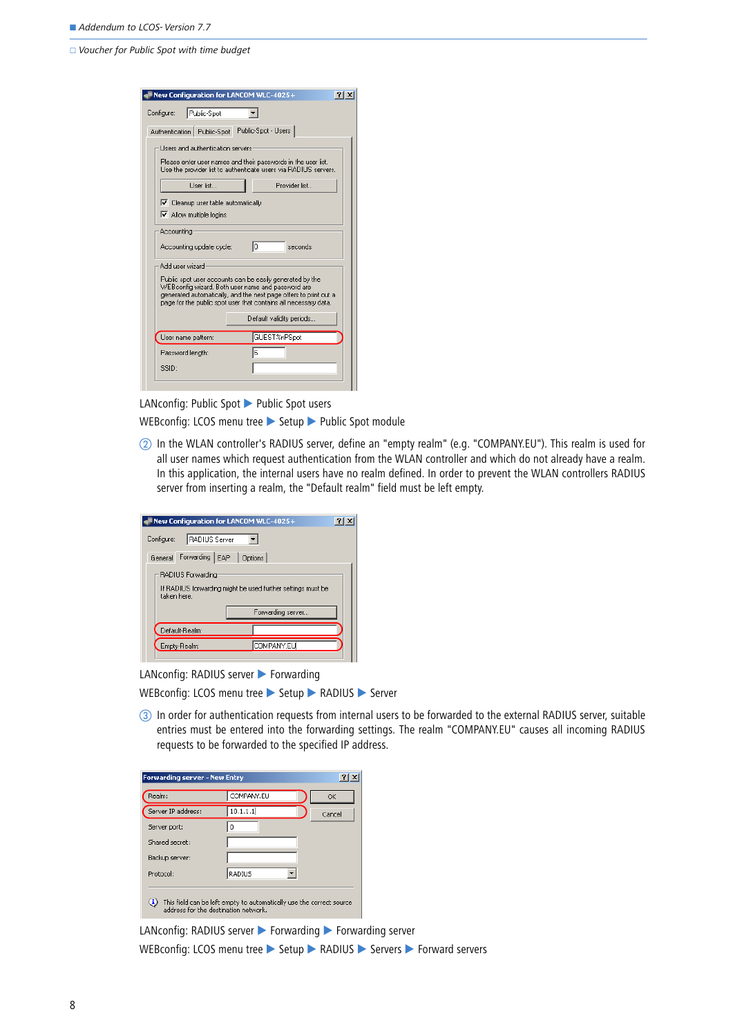LANconfig: Public Spot ▶ Public Spot users

WEBconfig: LCOS menu tree ▶ Setup ▶ Public Spot module

② In the WLAN controller's RADIUS server, define an "empty realm" (e.g. "COMPANY.EU"). This realm is used for all user names which request authentication from the WLAN controller and which do not already have a realm. In this application, the internal users have no realm defined. In order to prevent the WLAN controllers RADIUS server from inserting a realm, the "Default realm" field must be left empty.

LANconfig: RADIUS server ▶ Forwarding

WEBconfig: LCOS menu tree ▶ Setup ▶ RADIUS ▶ Server

③ In order for authentication requests from internal users to be forwarded to the external RADIUS server, suitable entries must be entered into the forwarding settings. The realm "COMPANY.EU" causes all incoming RADIUS requests to be forwarded to the specified IP address.

LANconfig: RADIUS server ▶ Forwarding ▶ Forwarding server

WEBconfig: LCOS menu tree ▶ Setup ▶ RADIUS ▶ Servers ▶ Forward servers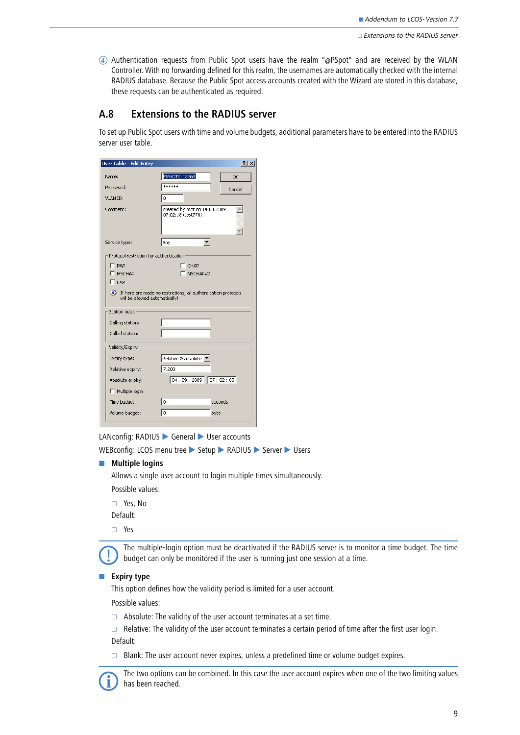④ Authentication requests from Public Spot users have the realm "@PSpot" and are received by the WLAN Controller. With no forwarding defined for this realm, the usernames are automatically checked with the internal RADIUS database. Because the Public Spot access accounts created with the Wizard are stored in this database, these requests can be authenticated as required.

## A.8 Extensions to the RADIUS server

To set up Public Spot users with time and volume budgets, additional parameters have to be entered into the RADIUS server user table.

LANconfig: RADIUS ▶ General ▶ User accounts

WEBconfig: LCOS menu tree ▶ Setup ▶ RADIUS ▶ Server ▶ Users

- **Multiple logins**

  Allows a single user account to login multiple times simultaneously.

  Possible values:

  - Yes, No

  Default:

  - Yes

> The multiple-login option must be deactivated if the RADIUS server is to monitor a time budget. The time budget can only be monitored if the user is running just one session at a time.

- **Expiry type**

  This option defines how the validity period is limited for a user account.

  Possible values:

  - Absolute: The validity of the user account terminates at a set time.
  - Relative: The validity of the user account terminates a certain period of time after the first user login.

  Default:

  - Blank: The user account never expires, unless a predefined time or volume budget expires.

> The two options can be combined. In this case the user account expires when one of the two limiting values has been reached.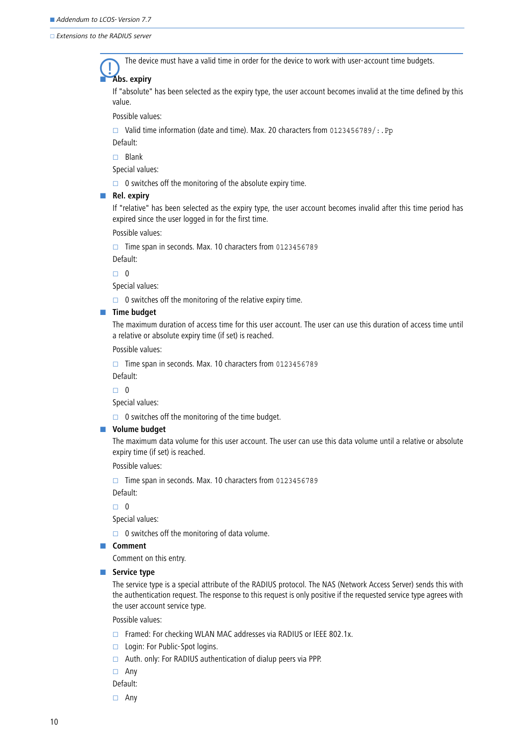The device must have a valid time in order for the device to work with user-account time budgets.

- **Abs. expiry**

  If "absolute" has been selected as the expiry type, the user account becomes invalid at the time defined by this value.

  Possible values:

  - Valid time information (date and time). Max. 20 characters from `0123456789/:.Pp`

  Default:

  - Blank

  Special values:

  - 0 switches off the monitoring of the absolute expiry time.

- **Rel. expiry**

  If "relative" has been selected as the expiry type, the user account becomes invalid after this time period has expired since the user logged in for the first time.

  Possible values:

  - Time span in seconds. Max. 10 characters from `0123456789`

  Default:

  - 0

  Special values:

  - 0 switches off the monitoring of the relative expiry time.

- **Time budget**

  The maximum duration of access time for this user account. The user can use this duration of access time until a relative or absolute expiry time (if set) is reached.

  Possible values:

  - Time span in seconds. Max. 10 characters from `0123456789`

  Default:

  - 0

  Special values:

  - 0 switches off the monitoring of the time budget.

- **Volume budget**

  The maximum data volume for this user account. The user can use this data volume until a relative or absolute expiry time (if set) is reached.

  Possible values:

  - Time span in seconds. Max. 10 characters from `0123456789`

  Default:

  - 0

  Special values:

  - 0 switches off the monitoring of data volume.

- **Comment**

  Comment on this entry.

- **Service type**

  The service type is a special attribute of the RADIUS protocol. The NAS (Network Access Server) sends this with the authentication request. The response to this request is only positive if the requested service type agrees with the user account service type.

  Possible values:

  - Framed: For checking WLAN MAC addresses via RADIUS or IEEE 802.1x.
  - Login: For Public-Spot logins.
  - Auth. only: For RADIUS authentication of dialup peers via PPP.
  - Any

  Default:

  - Any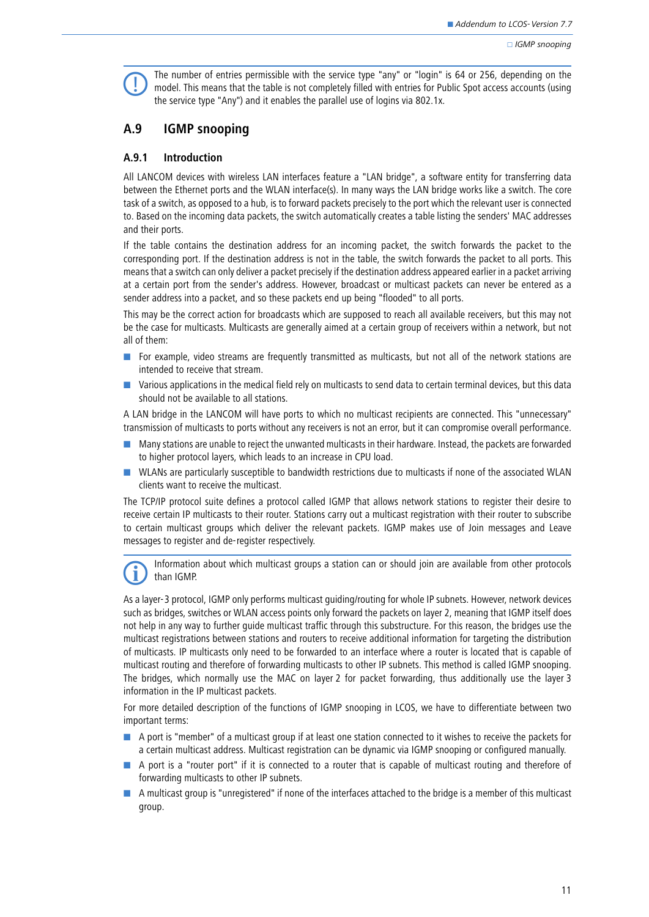The number of entries permissible with the service type "any" or "login" is 64 or 256, depending on the model. This means that the table is not completely filled with entries for Public Spot access accounts (using the service type "Any") and it enables the parallel use of logins via 802.1x.

## A.9 IGMP snooping

### A.9.1 Introduction

All LANCOM devices with wireless LAN interfaces feature a "LAN bridge", a software entity for transferring data between the Ethernet ports and the WLAN interface(s). In many ways the LAN bridge works like a switch. The core task of a switch, as opposed to a hub, is to forward packets precisely to the port which the relevant user is connected to. Based on the incoming data packets, the switch automatically creates a table listing the senders' MAC addresses and their ports.

If the table contains the destination address for an incoming packet, the switch forwards the packet to the corresponding port. If the destination address is not in the table, the switch forwards the packet to all ports. This means that a switch can only deliver a packet precisely if the destination address appeared earlier in a packet arriving at a certain port from the sender's address. However, broadcast or multicast packets can never be entered as a sender address into a packet, and so these packets end up being "flooded" to all ports.

This may be the correct action for broadcasts which are supposed to reach all available receivers, but this may not be the case for multicasts. Multicasts are generally aimed at a certain group of receivers within a network, but not all of them:

- For example, video streams are frequently transmitted as multicasts, but not all of the network stations are intended to receive that stream.
- Various applications in the medical field rely on multicasts to send data to certain terminal devices, but this data should not be available to all stations.

A LAN bridge in the LANCOM will have ports to which no multicast recipients are connected. This "unnecessary" transmission of multicasts to ports without any receivers is not an error, but it can compromise overall performance.

- Many stations are unable to reject the unwanted multicasts in their hardware. Instead, the packets are forwarded to higher protocol layers, which leads to an increase in CPU load.
- WLANs are particularly susceptible to bandwidth restrictions due to multicasts if none of the associated WLAN clients want to receive the multicast.

The TCP/IP protocol suite defines a protocol called IGMP that allows network stations to register their desire to receive certain IP multicasts to their router. Stations carry out a multicast registration with their router to subscribe to certain multicast groups which deliver the relevant packets. IGMP makes use of Join messages and Leave messages to register and de-register respectively.

Information about which multicast groups a station can or should join are available from other protocols than IGMP.

As a layer-3 protocol, IGMP only performs multicast guiding/routing for whole IP subnets. However, network devices such as bridges, switches or WLAN access points only forward the packets on layer 2, meaning that IGMP itself does not help in any way to further guide multicast traffic through this substructure. For this reason, the bridges use the multicast registrations between stations and routers to receive additional information for targeting the distribution of multicasts. IP multicasts only need to be forwarded to an interface where a router is located that is capable of multicast routing and therefore of forwarding multicasts to other IP subnets. This method is called IGMP snooping. The bridges, which normally use the MAC on layer 2 for packet forwarding, thus additionally use the layer 3 information in the IP multicast packets.

For more detailed description of the functions of IGMP snooping in LCOS, we have to differentiate between two important terms:

- A port is "member" of a multicast group if at least one station connected to it wishes to receive the packets for a certain multicast address. Multicast registration can be dynamic via IGMP snooping or configured manually.
- A port is a "router port" if it is connected to a router that is capable of multicast routing and therefore of forwarding multicasts to other IP subnets.
- A multicast group is "unregistered" if none of the interfaces attached to the bridge is a member of this multicast group.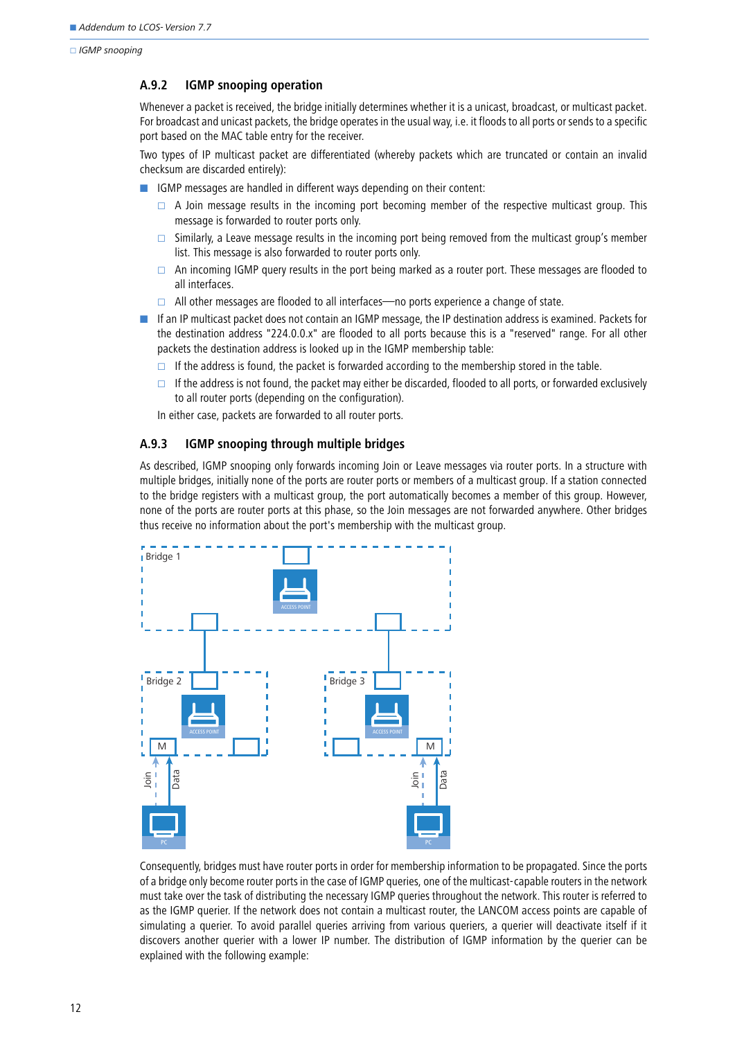## A.9.2 IGMP snooping operation

Whenever a packet is received, the bridge initially determines whether it is a unicast, broadcast, or multicast packet. For broadcast and unicast packets, the bridge operates in the usual way, i.e. it floods to all ports or sends to a specific port based on the MAC table entry for the receiver.

Two types of IP multicast packet are differentiated (whereby packets which are truncated or contain an invalid checksum are discarded entirely):

- IGMP messages are handled in different ways depending on their content:
  - A Join message results in the incoming port becoming member of the respective multicast group. This message is forwarded to router ports only.
  - Similarly, a Leave message results in the incoming port being removed from the multicast group's member list. This message is also forwarded to router ports only.
  - An incoming IGMP query results in the port being marked as a router port. These messages are flooded to all interfaces.
  - All other messages are flooded to all interfaces—no ports experience a change of state.
- If an IP multicast packet does not contain an IGMP message, the IP destination address is examined. Packets for the destination address "224.0.0.x" are flooded to all ports because this is a "reserved" range. For all other packets the destination address is looked up in the IGMP membership table:
  - If the address is found, the packet is forwarded according to the membership stored in the table.
  - If the address is not found, the packet may either be discarded, flooded to all ports, or forwarded exclusively to all router ports (depending on the configuration).

  In either case, packets are forwarded to all router ports.

## A.9.3 IGMP snooping through multiple bridges

As described, IGMP snooping only forwards incoming Join or Leave messages via router ports. In a structure with multiple bridges, initially none of the ports are router ports or members of a multicast group. If a station connected to the bridge registers with a multicast group, the port automatically becomes a member of this group. However, none of the ports are router ports at this phase, so the Join messages are not forwarded anywhere. Other bridges thus receive no information about the port's membership with the multicast group.

Consequently, bridges must have router ports in order for membership information to be propagated. Since the ports of a bridge only become router ports in the case of IGMP queries, one of the multicast-capable routers in the network must take over the task of distributing the necessary IGMP queries throughout the network. This router is referred to as the IGMP querier. If the network does not contain a multicast router, the LANCOM access points are capable of simulating a querier. To avoid parallel queries arriving from various queriers, a querier will deactivate itself if it discovers another querier with a lower IP number. The distribution of IGMP information by the querier can be explained with the following example: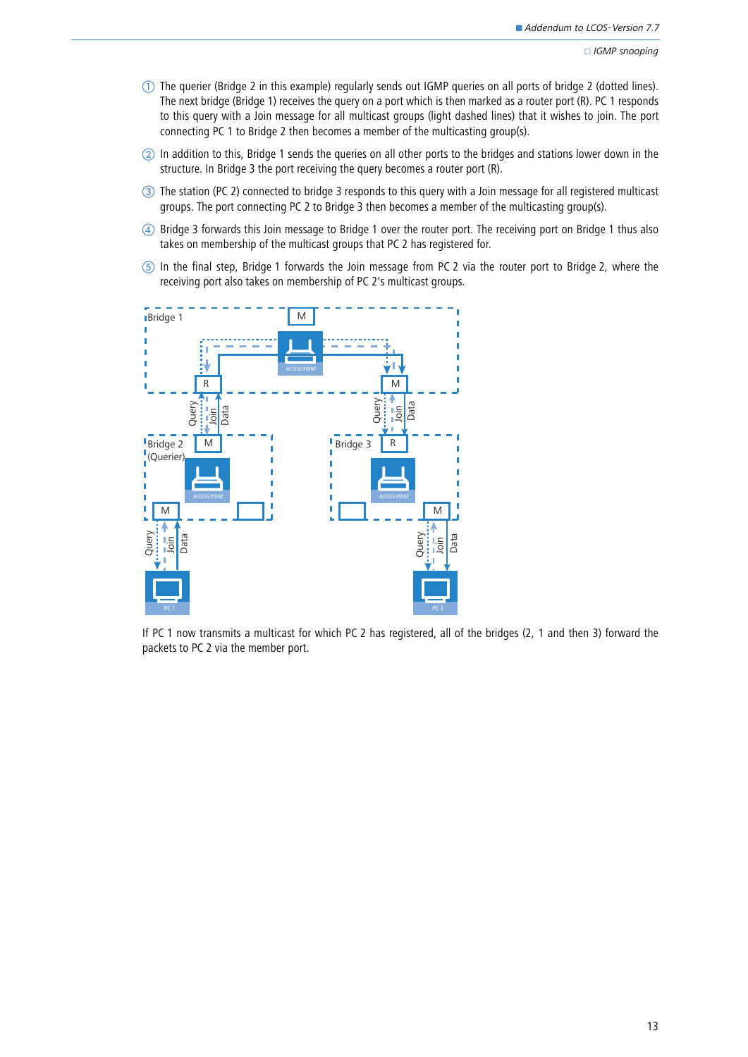① The querier (Bridge 2 in this example) regularly sends out IGMP queries on all ports of bridge 2 (dotted lines). The next bridge (Bridge 1) receives the query on a port which is then marked as a router port (R). PC 1 responds to this query with a Join message for all multicast groups (light dashed lines) that it wishes to join. The port connecting PC 1 to Bridge 2 then becomes a member of the multicasting group(s).

② In addition to this, Bridge 1 sends the queries on all other ports to the bridges and stations lower down in the structure. In Bridge 3 the port receiving the query becomes a router port (R).

③ The station (PC 2) connected to bridge 3 responds to this query with a Join message for all registered multicast groups. The port connecting PC 2 to Bridge 3 then becomes a member of the multicasting group(s).

④ Bridge 3 forwards this Join message to Bridge 1 over the router port. The receiving port on Bridge 1 thus also takes on membership of the multicast groups that PC 2 has registered for.

⑤ In the final step, Bridge 1 forwards the Join message from PC 2 via the router port to Bridge 2, where the receiving port also takes on membership of PC 2's multicast groups.

If PC 1 now transmits a multicast for which PC 2 has registered, all of the bridges (2, 1 and then 3) forward the packets to PC 2 via the member port.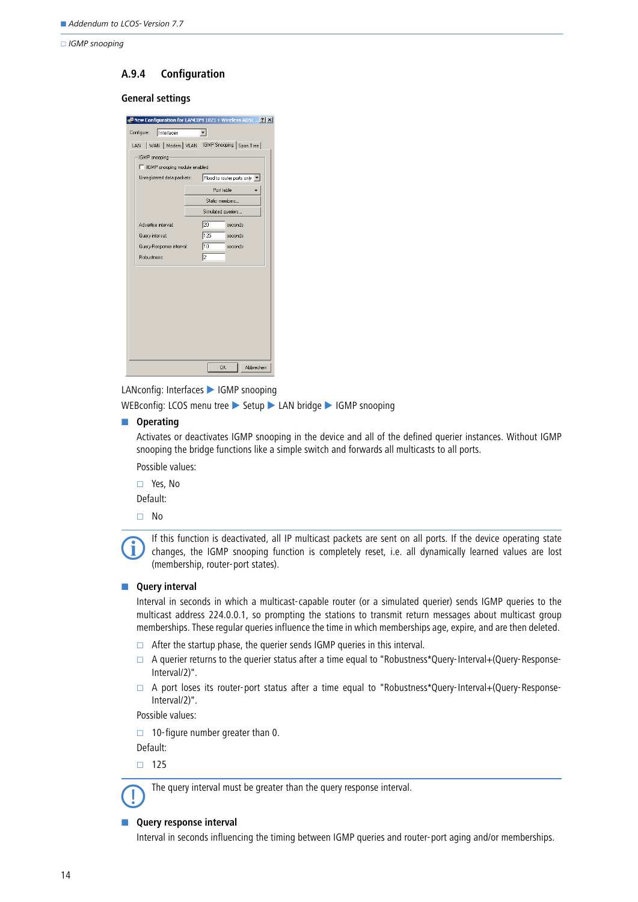## A.9.4 Configuration

### General settings

LANconfig: Interfaces ▶ IGMP snooping

WEBconfig: LCOS menu tree ▶ Setup ▶ LAN bridge ▶ IGMP snooping

- **Operating**

  Activates or deactivates IGMP snooping in the device and all of the defined querier instances. Without IGMP snooping the bridge functions like a simple switch and forwards all multicasts to all ports.

  Possible values:

  - Yes, No

  Default:

  - No

> If this function is deactivated, all IP multicast packets are sent on all ports. If the device operating state changes, the IGMP snooping function is completely reset, i.e. all dynamically learned values are lost (membership, router-port states).

- **Query interval**

  Interval in seconds in which a multicast-capable router (or a simulated querier) sends IGMP queries to the multicast address 224.0.0.1, so prompting the stations to transmit return messages about multicast group memberships. These regular queries influence the time in which memberships age, expire, and are then deleted.

  - After the startup phase, the querier sends IGMP queries in this interval.
  - A querier returns to the querier status after a time equal to "Robustness*Query-Interval+(Query-Response-Interval/2)".
  - A port loses its router-port status after a time equal to "Robustness*Query-Interval+(Query-Response-Interval/2)".

  Possible values:

  - 10-figure number greater than 0.

  Default:

  - 125

> The query interval must be greater than the query response interval.

- **Query response interval**

  Interval in seconds influencing the timing between IGMP queries and router-port aging and/or memberships.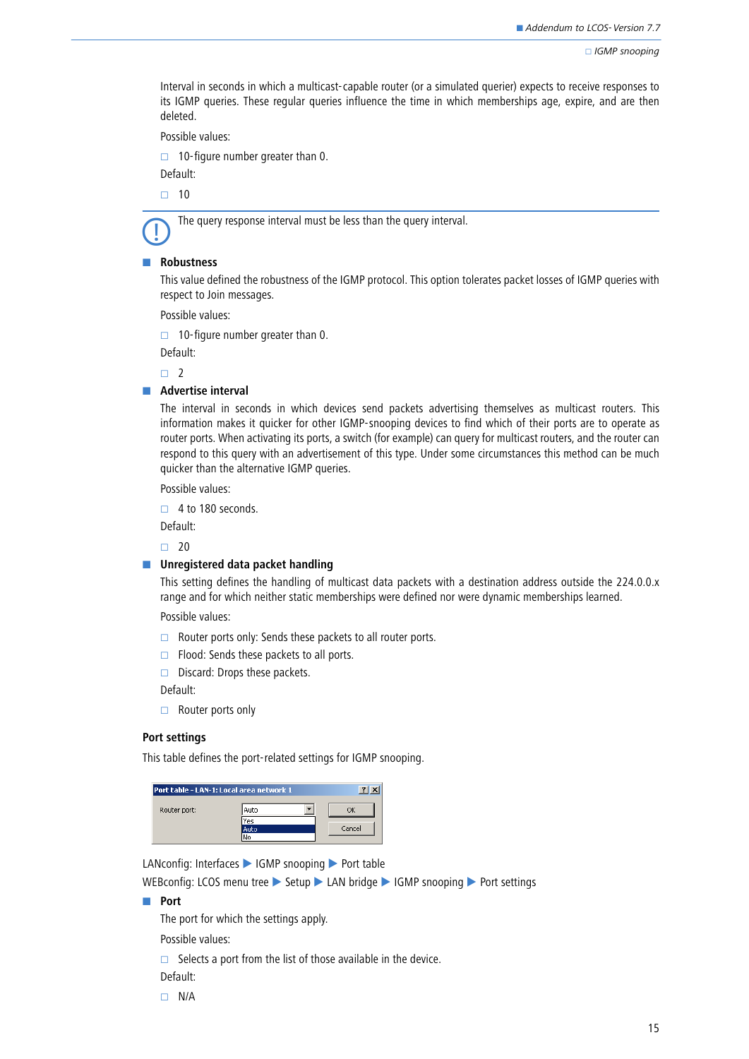Interval in seconds in which a multicast-capable router (or a simulated querier) expects to receive responses to its IGMP queries. These regular queries influence the time in which memberships age, expire, and are then deleted.

Possible values:

- 10-figure number greater than 0.

Default:

- 10

The query response interval must be less than the query interval.

- **Robustness**

  This value defined the robustness of the IGMP protocol. This option tolerates packet losses of IGMP queries with respect to Join messages.

  Possible values:

  - 10-figure number greater than 0.

  Default:

  - 2

- **Advertise interval**

  The interval in seconds in which devices send packets advertising themselves as multicast routers. This information makes it quicker for other IGMP-snooping devices to find which of their ports are to operate as router ports. When activating its ports, a switch (for example) can query for multicast routers, and the router can respond to this query with an advertisement of this type. Under some circumstances this method can be much quicker than the alternative IGMP queries.

  Possible values:

  - 4 to 180 seconds.

  Default:

  - 20

- **Unregistered data packet handling**

  This setting defines the handling of multicast data packets with a destination address outside the 224.0.0.x range and for which neither static memberships were defined nor were dynamic memberships learned.

  Possible values:

  - Router ports only: Sends these packets to all router ports.
  - Flood: Sends these packets to all ports.
  - Discard: Drops these packets.

  Default:

  - Router ports only

**Port settings**

This table defines the port-related settings for IGMP snooping.

Port table - LAN-1: Local area network 1
Router port: Auto (Yes / Auto / No) — OK — Cancel

LANconfig: Interfaces ▶ IGMP snooping ▶ Port table

WEBconfig: LCOS menu tree ▶ Setup ▶ LAN bridge ▶ IGMP snooping ▶ Port settings

- **Port**

  The port for which the settings apply.

  Possible values:

  - Selects a port from the list of those available in the device.

  Default:

  - N/A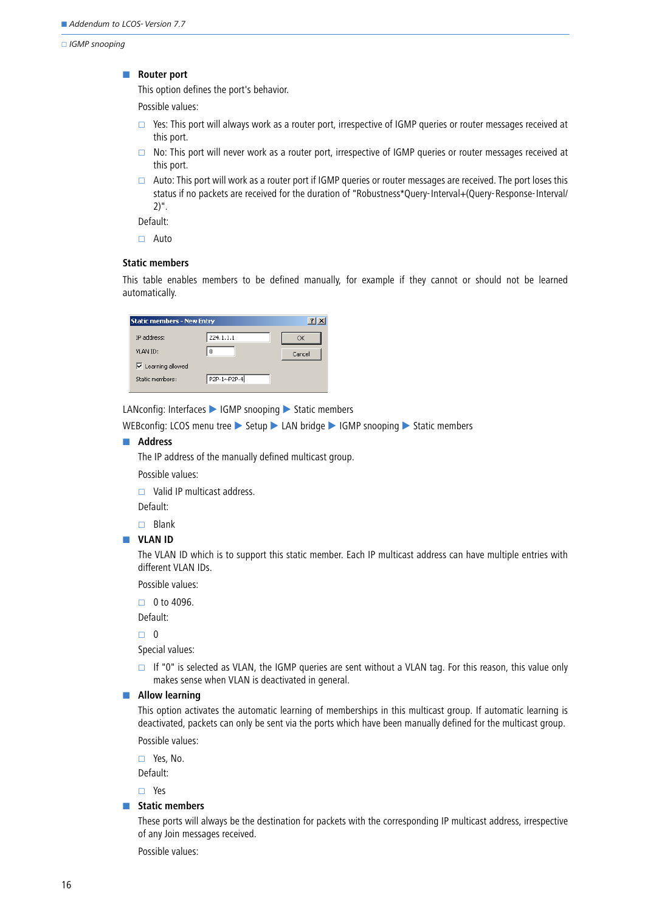- **Router port**

  This option defines the port's behavior.

  Possible values:

  - Yes: This port will always work as a router port, irrespective of IGMP queries or router messages received at this port.
  - No: This port will never work as a router port, irrespective of IGMP queries or router messages received at this port.
  - Auto: This port will work as a router port if IGMP queries or router messages are received. The port loses this status if no packets are received for the duration of "Robustness*Query-Interval+(Query-Response-Interval/2)".

  Default:

  - Auto

### Static members

This table enables members to be defined manually, for example if they cannot or should not be learned automatically.

LANconfig: Interfaces ▶ IGMP snooping ▶ Static members

WEBconfig: LCOS menu tree ▶ Setup ▶ LAN bridge ▶ IGMP snooping ▶ Static members

- **Address**

  The IP address of the manually defined multicast group.

  Possible values:

  - Valid IP multicast address.

  Default:

  - Blank

- **VLAN ID**

  The VLAN ID which is to support this static member. Each IP multicast address can have multiple entries with different VLAN IDs.

  Possible values:

  - 0 to 4096.

  Default:

  - 0

  Special values:

  - If "0" is selected as VLAN, the IGMP queries are sent without a VLAN tag. For this reason, this value only makes sense when VLAN is deactivated in general.

- **Allow learning**

  This option activates the automatic learning of memberships in this multicast group. If automatic learning is deactivated, packets can only be sent via the ports which have been manually defined for the multicast group.

  Possible values:

  - Yes, No.

  Default:

  - Yes

- **Static members**

  These ports will always be the destination for packets with the corresponding IP multicast address, irrespective of any Join messages received.

  Possible values: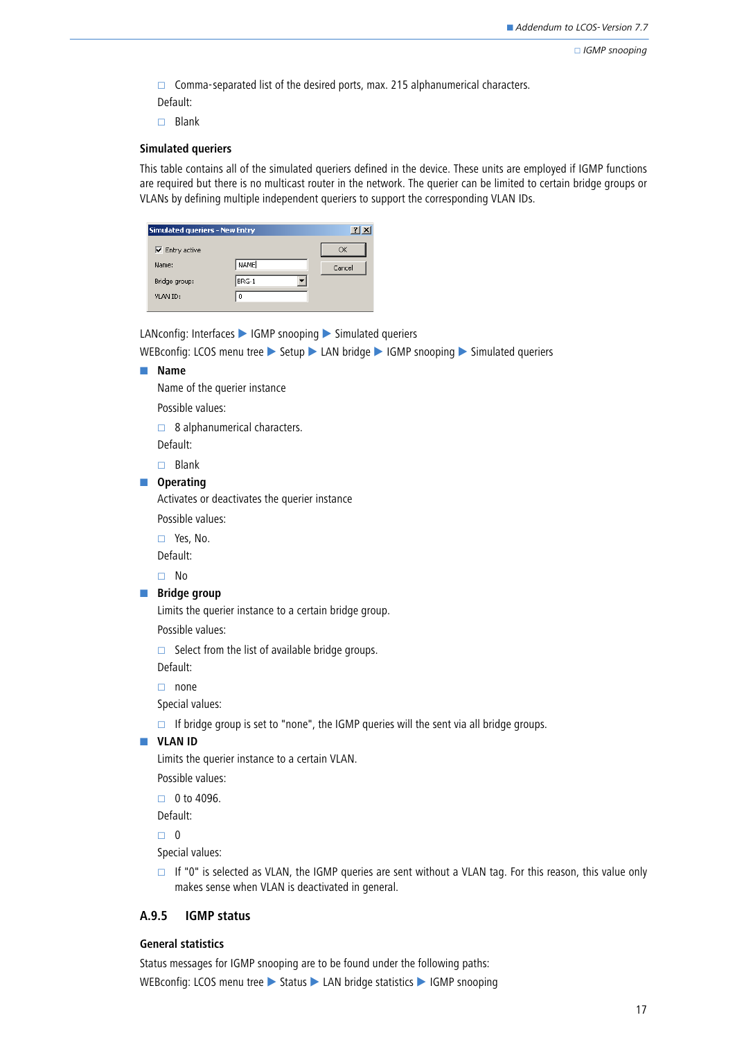- Comma-separated list of the desired ports, max. 215 alphanumerical characters.

Default:

- Blank

### Simulated queriers

This table contains all of the simulated queriers defined in the device. These units are employed if IGMP functions are required but there is no multicast router in the network. The querier can be limited to certain bridge groups or VLANs by defining multiple independent queriers to support the corresponding VLAN IDs.

LANconfig: Interfaces ▶ IGMP snooping ▶ Simulated queriers

WEBconfig: LCOS menu tree ▶ Setup ▶ LAN bridge ▶ IGMP snooping ▶ Simulated queriers

- **Name**

  Name of the querier instance

  Possible values:

  - 8 alphanumerical characters.

  Default:

  - Blank

- **Operating**

  Activates or deactivates the querier instance

  Possible values:

  - Yes, No.

  Default:

  - No

- **Bridge group**

  Limits the querier instance to a certain bridge group.

  Possible values:

  - Select from the list of available bridge groups.

  Default:

  - none

  Special values:

  - If bridge group is set to "none", the IGMP queries will the sent via all bridge groups.

- **VLAN ID**

  Limits the querier instance to a certain VLAN.

  Possible values:

  - 0 to 4096.

  Default:

  - 0

  Special values:

  - If "0" is selected as VLAN, the IGMP queries are sent without a VLAN tag. For this reason, this value only makes sense when VLAN is deactivated in general.

## A.9.5 IGMP status

### General statistics

Status messages for IGMP snooping are to be found under the following paths:

WEBconfig: LCOS menu tree ▶ Status ▶ LAN bridge statistics ▶ IGMP snooping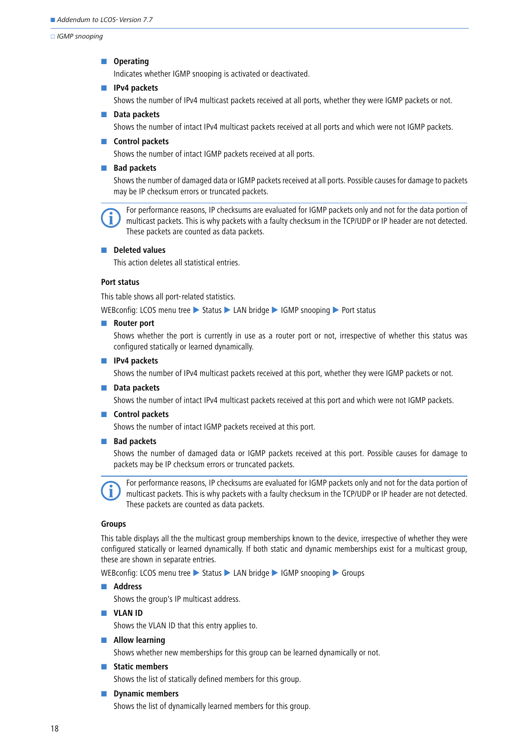- **Operating**

  Indicates whether IGMP snooping is activated or deactivated.

- **IPv4 packets**

  Shows the number of IPv4 multicast packets received at all ports, whether they were IGMP packets or not.

- **Data packets**

  Shows the number of intact IPv4 multicast packets received at all ports and which were not IGMP packets.

- **Control packets**

  Shows the number of intact IGMP packets received at all ports.

- **Bad packets**

  Shows the number of damaged data or IGMP packets received at all ports. Possible causes for damage to packets may be IP checksum errors or truncated packets.

> For performance reasons, IP checksums are evaluated for IGMP packets only and not for the data portion of multicast packets. This is why packets with a faulty checksum in the TCP/UDP or IP header are not detected. These packets are counted as data packets.

- **Deleted values**

  This action deletes all statistical entries.

### Port status

This table shows all port-related statistics.

WEBconfig: LCOS menu tree ▶ Status ▶ LAN bridge ▶ IGMP snooping ▶ Port status

- **Router port**

  Shows whether the port is currently in use as a router port or not, irrespective of whether this status was configured statically or learned dynamically.

- **IPv4 packets**

  Shows the number of IPv4 multicast packets received at this port, whether they were IGMP packets or not.

- **Data packets**

  Shows the number of intact IPv4 multicast packets received at this port and which were not IGMP packets.

- **Control packets**

  Shows the number of intact IGMP packets received at this port.

- **Bad packets**

  Shows the number of damaged data or IGMP packets received at this port. Possible causes for damage to packets may be IP checksum errors or truncated packets.

> For performance reasons, IP checksums are evaluated for IGMP packets only and not for the data portion of multicast packets. This is why packets with a faulty checksum in the TCP/UDP or IP header are not detected. These packets are counted as data packets.

### Groups

This table displays all the the multicast group memberships known to the device, irrespective of whether they were configured statically or learned dynamically. If both static and dynamic memberships exist for a multicast group, these are shown in separate entries.

WEBconfig: LCOS menu tree ▶ Status ▶ LAN bridge ▶ IGMP snooping ▶ Groups

- **Address**

  Shows the group's IP multicast address.

- **VLAN ID**

  Shows the VLAN ID that this entry applies to.

- **Allow learning**

  Shows whether new memberships for this group can be learned dynamically or not.

- **Static members**

  Shows the list of statically defined members for this group.

- **Dynamic members**

  Shows the list of dynamically learned members for this group.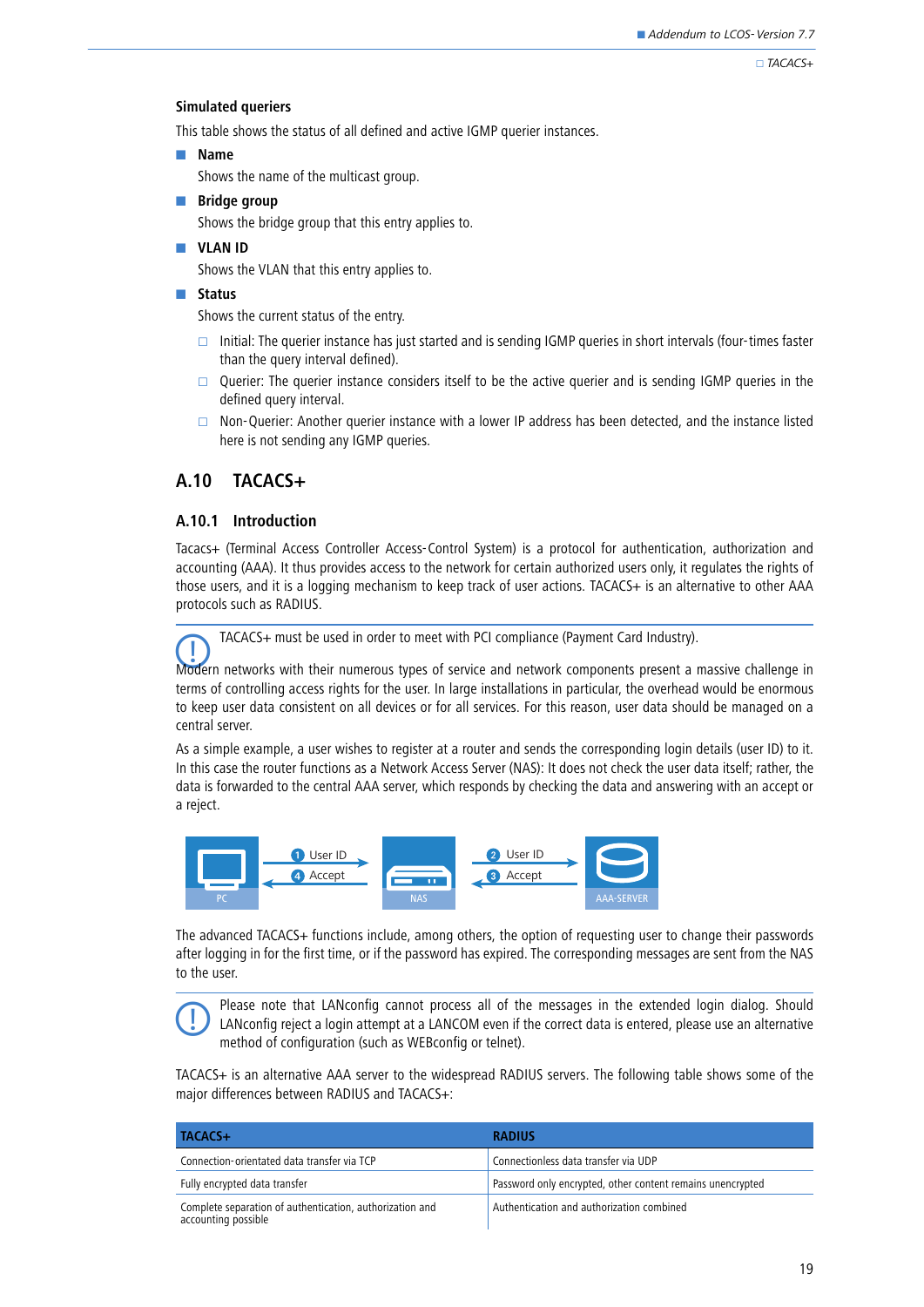**Simulated queriers**

This table shows the status of all defined and active IGMP querier instances.

- **Name**

  Shows the name of the multicast group.

- **Bridge group**

  Shows the bridge group that this entry applies to.

- **VLAN ID**

  Shows the VLAN that this entry applies to.

- **Status**

  Shows the current status of the entry.

  - Initial: The querier instance has just started and is sending IGMP queries in short intervals (four-times faster than the query interval defined).
  - Querier: The querier instance considers itself to be the active querier and is sending IGMP queries in the defined query interval.
  - Non-Querier: Another querier instance with a lower IP address has been detected, and the instance listed here is not sending any IGMP queries.

## A.10 TACACS+

### A.10.1 Introduction

Tacacs+ (Terminal Access Controller Access-Control System) is a protocol for authentication, authorization and accounting (AAA). It thus provides access to the network for certain authorized users only, it regulates the rights of those users, and it is a logging mechanism to keep track of user actions. TACACS+ is an alternative to other AAA protocols such as RADIUS.

> TACACS+ must be used in order to meet with PCI compliance (Payment Card Industry).

Modern networks with their numerous types of service and network components present a massive challenge in terms of controlling access rights for the user. In large installations in particular, the overhead would be enormous to keep user data consistent on all devices or for all services. For this reason, user data should be managed on a central server.

As a simple example, a user wishes to register at a router and sends the corresponding login details (user ID) to it. In this case the router functions as a Network Access Server (NAS): It does not check the user data itself; rather, the data is forwarded to the central AAA server, which responds by checking the data and answering with an accept or a reject.

PC — ① User ID → NAS — ② User ID → AAA-SERVER — ③ Accept → NAS — ④ Accept → PC

The advanced TACACS+ functions include, among others, the option of requesting user to change their passwords after logging in for the first time, or if the password has expired. The corresponding messages are sent from the NAS to the user.

> Please note that LANconfig cannot process all of the messages in the extended login dialog. Should LANconfig reject a login attempt at a LANCOM even if the correct data is entered, please use an alternative method of configuration (such as WEBconfig or telnet).

TACACS+ is an alternative AAA server to the widespread RADIUS servers. The following table shows some of the major differences between RADIUS and TACACS+:

| TACACS+ | RADIUS |
|---|---|
| Connection-orientated data transfer via TCP | Connectionless data transfer via UDP |
| Fully encrypted data transfer | Password only encrypted, other content remains unencrypted |
| Complete separation of authentication, authorization and accounting possible | Authentication and authorization combined |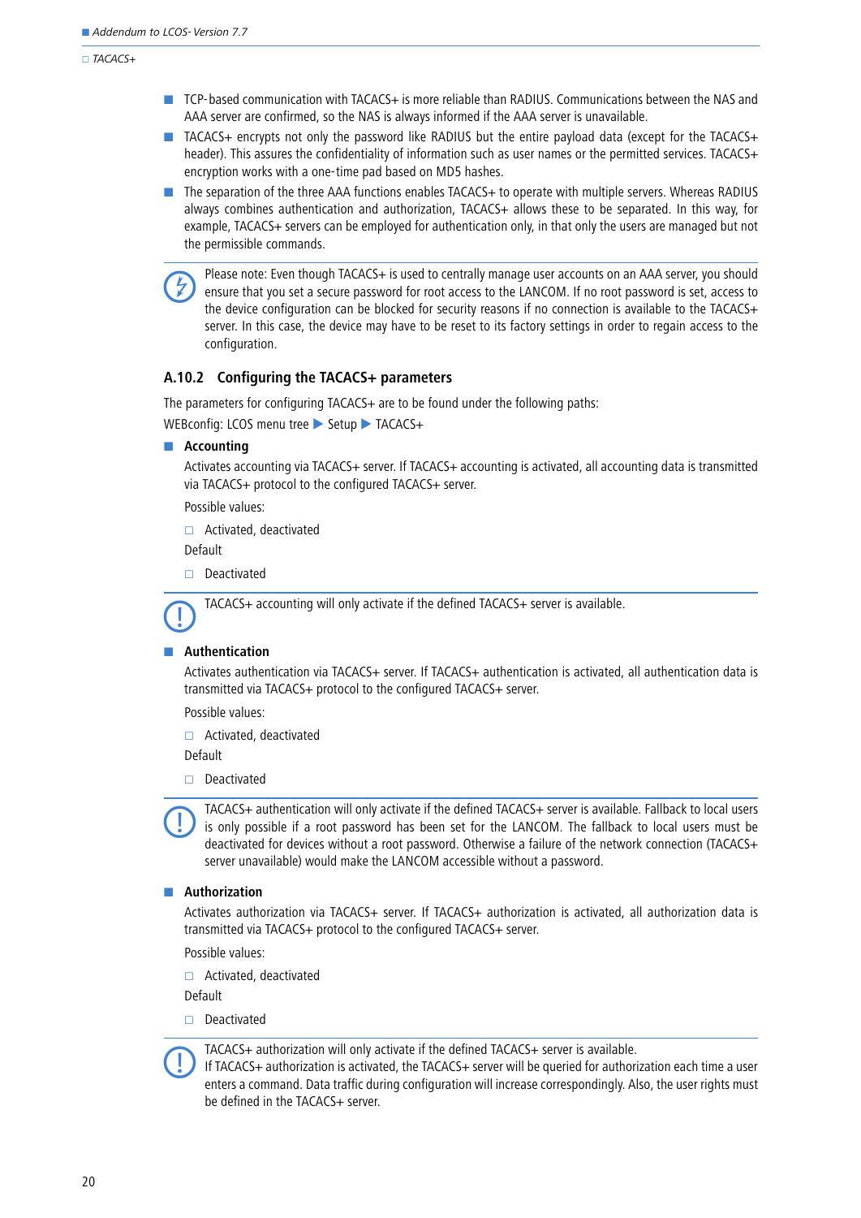- TCP-based communication with TACACS+ is more reliable than RADIUS. Communications between the NAS and AAA server are confirmed, so the NAS is always informed if the AAA server is unavailable.
- TACACS+ encrypts not only the password like RADIUS but the entire payload data (except for the TACACS+ header). This assures the confidentiality of information such as user names or the permitted services. TACACS+ encryption works with a one-time pad based on MD5 hashes.
- The separation of the three AAA functions enables TACACS+ to operate with multiple servers. Whereas RADIUS always combines authentication and authorization, TACACS+ allows these to be separated. In this way, for example, TACACS+ servers can be employed for authentication only, in that only the users are managed but not the permissible commands.

Please note: Even though TACACS+ is used to centrally manage user accounts on an AAA server, you should ensure that you set a secure password for root access to the LANCOM. If no root password is set, access to the device configuration can be blocked for security reasons if no connection is available to the TACACS+ server. In this case, the device may have to be reset to its factory settings in order to regain access to the configuration.

### A.10.2 Configuring the TACACS+ parameters

The parameters for configuring TACACS+ are to be found under the following paths:

WEBconfig: LCOS menu tree ▶ Setup ▶ TACACS+

- **Accounting**

  Activates accounting via TACACS+ server. If TACACS+ accounting is activated, all accounting data is transmitted via TACACS+ protocol to the configured TACACS+ server.

  Possible values:

  - Activated, deactivated

  Default

  - Deactivated

TACACS+ accounting will only activate if the defined TACACS+ server is available.

- **Authentication**

  Activates authentication via TACACS+ server. If TACACS+ authentication is activated, all authentication data is transmitted via TACACS+ protocol to the configured TACACS+ server.

  Possible values:

  - Activated, deactivated

  Default

  - Deactivated

TACACS+ authentication will only activate if the defined TACACS+ server is available. Fallback to local users is only possible if a root password has been set for the LANCOM. The fallback to local users must be deactivated for devices without a root password. Otherwise a failure of the network connection (TACACS+ server unavailable) would make the LANCOM accessible without a password.

- **Authorization**

  Activates authorization via TACACS+ server. If TACACS+ authorization is activated, all authorization data is transmitted via TACACS+ protocol to the configured TACACS+ server.

  Possible values:

  - Activated, deactivated

  Default

  - Deactivated

TACACS+ authorization will only activate if the defined TACACS+ server is available.
If TACACS+ authorization is activated, the TACACS+ server will be queried for authorization each time a user enters a command. Data traffic during configuration will increase correspondingly. Also, the user rights must be defined in the TACACS+ server.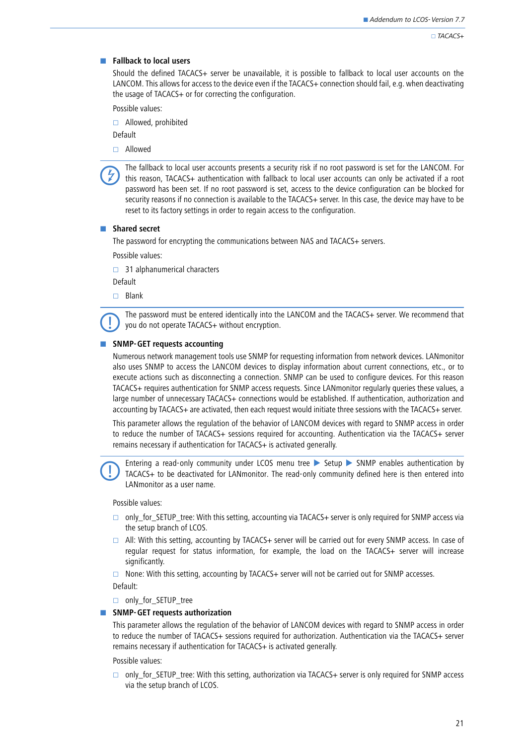## Fallback to local users

Should the defined TACACS+ server be unavailable, it is possible to fallback to local user accounts on the LANCOM. This allows for access to the device even if the TACACS+ connection should fail, e.g. when deactivating the usage of TACACS+ or for correcting the configuration.

Possible values:

- Allowed, prohibited

Default

- Allowed

> The fallback to local user accounts presents a security risk if no root password is set for the LANCOM. For this reason, TACACS+ authentication with fallback to local user accounts can only be activated if a root password has been set. If no root password is set, access to the device configuration can be blocked for security reasons if no connection is available to the TACACS+ server. In this case, the device may have to be reset to its factory settings in order to regain access to the configuration.

## Shared secret

The password for encrypting the communications between NAS and TACACS+ servers.

Possible values:

- 31 alphanumerical characters

Default

- Blank

> The password must be entered identically into the LANCOM and the TACACS+ server. We recommend that you do not operate TACACS+ without encryption.

## SNMP-GET requests accounting

Numerous network management tools use SNMP for requesting information from network devices. LANmonitor also uses SNMP to access the LANCOM devices to display information about current connections, etc., or to execute actions such as disconnecting a connection. SNMP can be used to configure devices. For this reason TACACS+ requires authentication for SNMP access requests. Since LANmonitor regularly queries these values, a large number of unnecessary TACACS+ connections would be established. If authentication, authorization and accounting by TACACS+ are activated, then each request would initiate three sessions with the TACACS+ server.

This parameter allows the regulation of the behavior of LANCOM devices with regard to SNMP access in order to reduce the number of TACACS+ sessions required for accounting. Authentication via the TACACS+ server remains necessary if authentication for TACACS+ is activated generally.

> Entering a read-only community under LCOS menu tree ▶ Setup ▶ SNMP enables authentication by TACACS+ to be deactivated for LANmonitor. The read-only community defined here is then entered into LANmonitor as a user name.

Possible values:

- only_for_SETUP_tree: With this setting, accounting via TACACS+ server is only required for SNMP access via the setup branch of LCOS.
- All: With this setting, accounting by TACACS+ server will be carried out for every SNMP access. In case of regular request for status information, for example, the load on the TACACS+ server will increase significantly.
- None: With this setting, accounting by TACACS+ server will not be carried out for SNMP accesses.

Default:

- only_for_SETUP_tree

## SNMP-GET requests authorization

This parameter allows the regulation of the behavior of LANCOM devices with regard to SNMP access in order to reduce the number of TACACS+ sessions required for authorization. Authentication via the TACACS+ server remains necessary if authentication for TACACS+ is activated generally.

Possible values:

- only_for_SETUP_tree: With this setting, authorization via TACACS+ server is only required for SNMP access via the setup branch of LCOS.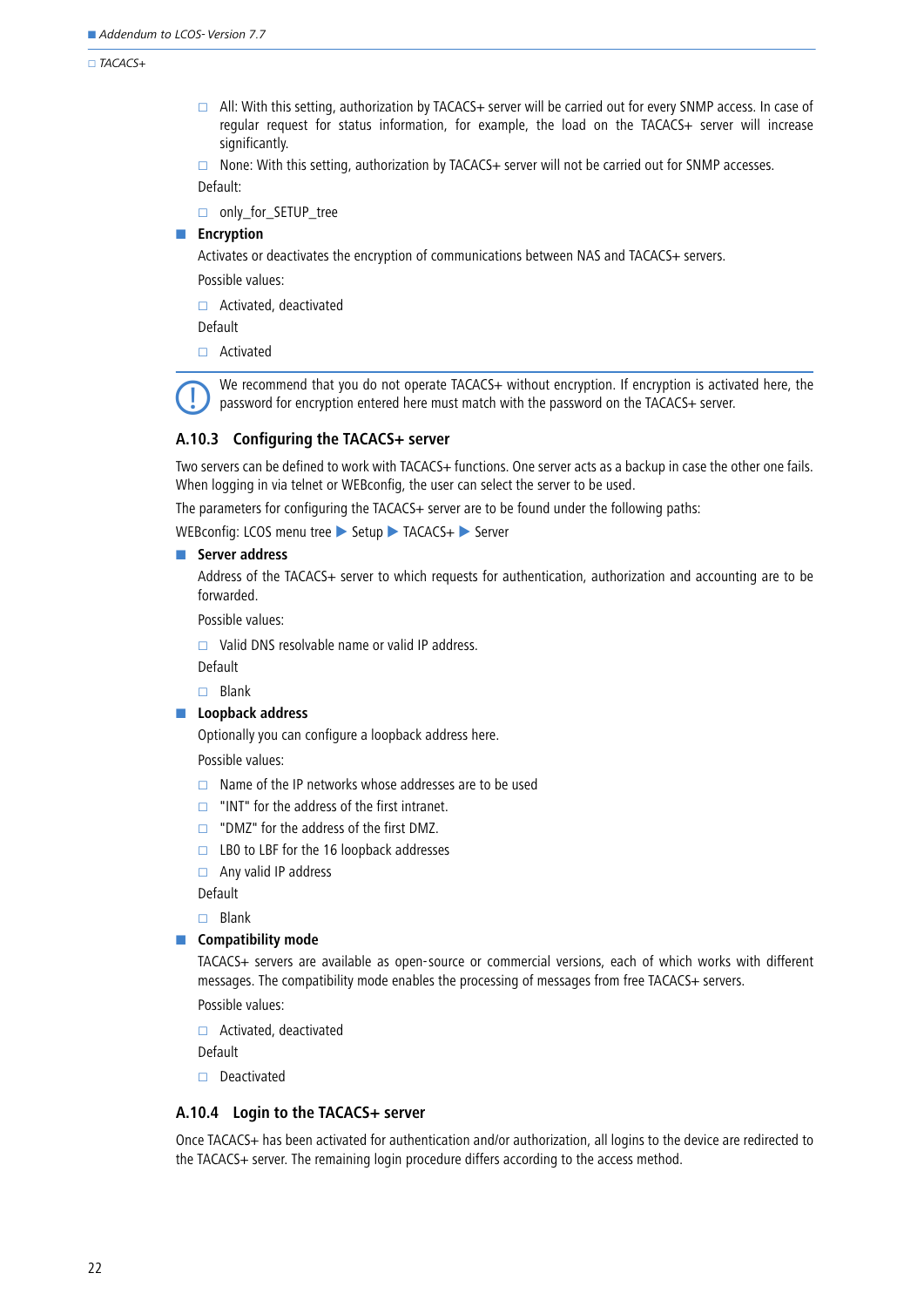- All: With this setting, authorization by TACACS+ server will be carried out for every SNMP access. In case of regular request for status information, for example, the load on the TACACS+ server will increase significantly.
- None: With this setting, authorization by TACACS+ server will not be carried out for SNMP accesses.

Default:

- only_for_SETUP_tree

**Encryption**

Activates or deactivates the encryption of communications between NAS and TACACS+ servers.

Possible values:

- Activated, deactivated

Default

- Activated

> We recommend that you do not operate TACACS+ without encryption. If encryption is activated here, the password for encryption entered here must match with the password on the TACACS+ server.

### A.10.3 Configuring the TACACS+ server

Two servers can be defined to work with TACACS+ functions. One server acts as a backup in case the other one fails. When logging in via telnet or WEBconfig, the user can select the server to be used.

The parameters for configuring the TACACS+ server are to be found under the following paths:

WEBconfig: LCOS menu tree ▶ Setup ▶ TACACS+ ▶ Server

**Server address**

Address of the TACACS+ server to which requests for authentication, authorization and accounting are to be forwarded.

Possible values:

- Valid DNS resolvable name or valid IP address.

Default

- Blank

**Loopback address**

Optionally you can configure a loopback address here.

Possible values:

- Name of the IP networks whose addresses are to be used
- "INT" for the address of the first intranet.
- "DMZ" for the address of the first DMZ.
- LB0 to LBF for the 16 loopback addresses
- Any valid IP address

Default

- Blank

**Compatibility mode**

TACACS+ servers are available as open-source or commercial versions, each of which works with different messages. The compatibility mode enables the processing of messages from free TACACS+ servers.

Possible values:

- Activated, deactivated

Default

- Deactivated

### A.10.4 Login to the TACACS+ server

Once TACACS+ has been activated for authentication and/or authorization, all logins to the device are redirected to the TACACS+ server. The remaining login procedure differs according to the access method.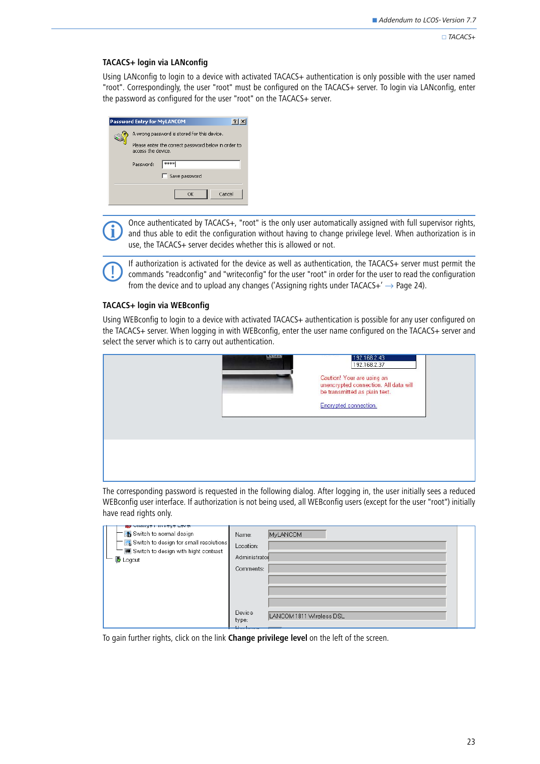### TACACS+ login via LANconfig

Using LANconfig to login to a device with activated TACACS+ authentication is only possible with the user named "root". Correspondingly, the user "root" must be configured on the TACACS+ server. To login via LANconfig, enter the password as configured for the user "root" on the TACACS+ server.

Once authenticated by TACACS+, "root" is the only user automatically assigned with full supervisor rights, and thus able to edit the configuration without having to change privilege level. When authorization is in use, the TACACS+ server decides whether this is allowed or not.

If authorization is activated for the device as well as authentication, the TACACS+ server must permit the commands "readconfig" and "writeconfig" for the user "root" in order for the user to read the configuration from the device and to upload any changes ('Assigning rights under TACACS+' → Page 24).

### TACACS+ login via WEBconfig

Using WEBconfig to login to a device with activated TACACS+ authentication is possible for any user configured on the TACACS+ server. When logging in with WEBconfig, enter the user name configured on the TACACS+ server and select the server which is to carry out authentication.

The corresponding password is requested in the following dialog. After logging in, the user initially sees a reduced WEBconfig user interface. If authorization is not being used, all WEBconfig users (except for the user "root") initially have read rights only.

To gain further rights, click on the link **Change privilege level** on the left of the screen.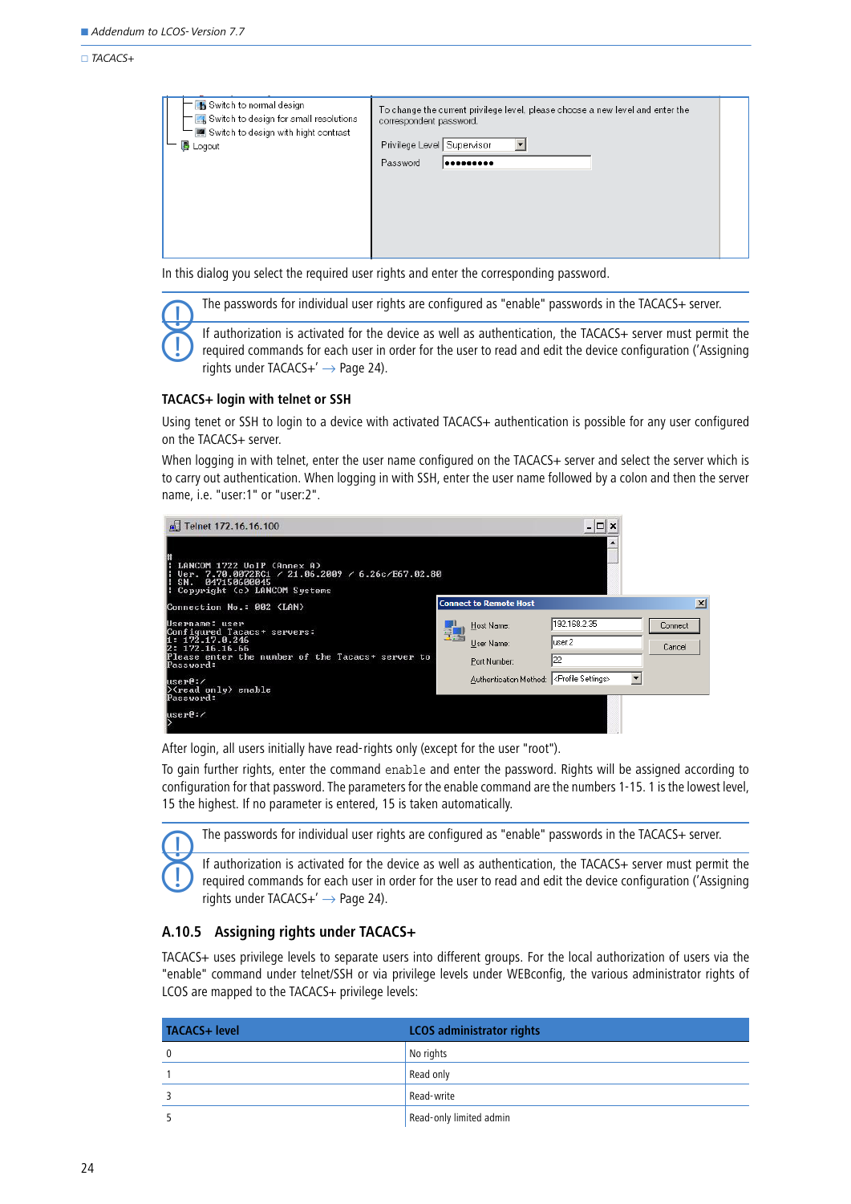In this dialog you select the required user rights and enter the corresponding password.

The passwords for individual user rights are configured as "enable" passwords in the TACACS+ server.

If authorization is activated for the device as well as authentication, the TACACS+ server must permit the required commands for each user in order for the user to read and edit the device configuration ('Assigning rights under TACACS+' → Page 24).

### TACACS+ login with telnet or SSH

Using tenet or SSH to login to a device with activated TACACS+ authentication is possible for any user configured on the TACACS+ server.

When logging in with telnet, enter the user name configured on the TACACS+ server and select the server which is to carry out authentication. When logging in with SSH, enter the user name followed by a colon and then the server name, i.e. "user:1" or "user:2".

After login, all users initially have read-rights only (except for the user "root").

To gain further rights, enter the command `enable` and enter the password. Rights will be assigned according to configuration for that password. The parameters for the enable command are the numbers 1-15. 1 is the lowest level, 15 the highest. If no parameter is entered, 15 is taken automatically.

The passwords for individual user rights are configured as "enable" passwords in the TACACS+ server.

If authorization is activated for the device as well as authentication, the TACACS+ server must permit the required commands for each user in order for the user to read and edit the device configuration ('Assigning rights under TACACS+' → Page 24).

## A.10.5 Assigning rights under TACACS+

TACACS+ uses privilege levels to separate users into different groups. For the local authorization of users via the "enable" command under telnet/SSH or via privilege levels under WEBconfig, the various administrator rights of LCOS are mapped to the TACACS+ privilege levels:

| TACACS+ level | LCOS administrator rights |
|---|---|
| 0 | No rights |
| 1 | Read only |
| 3 | Read-write |
| 5 | Read-only limited admin |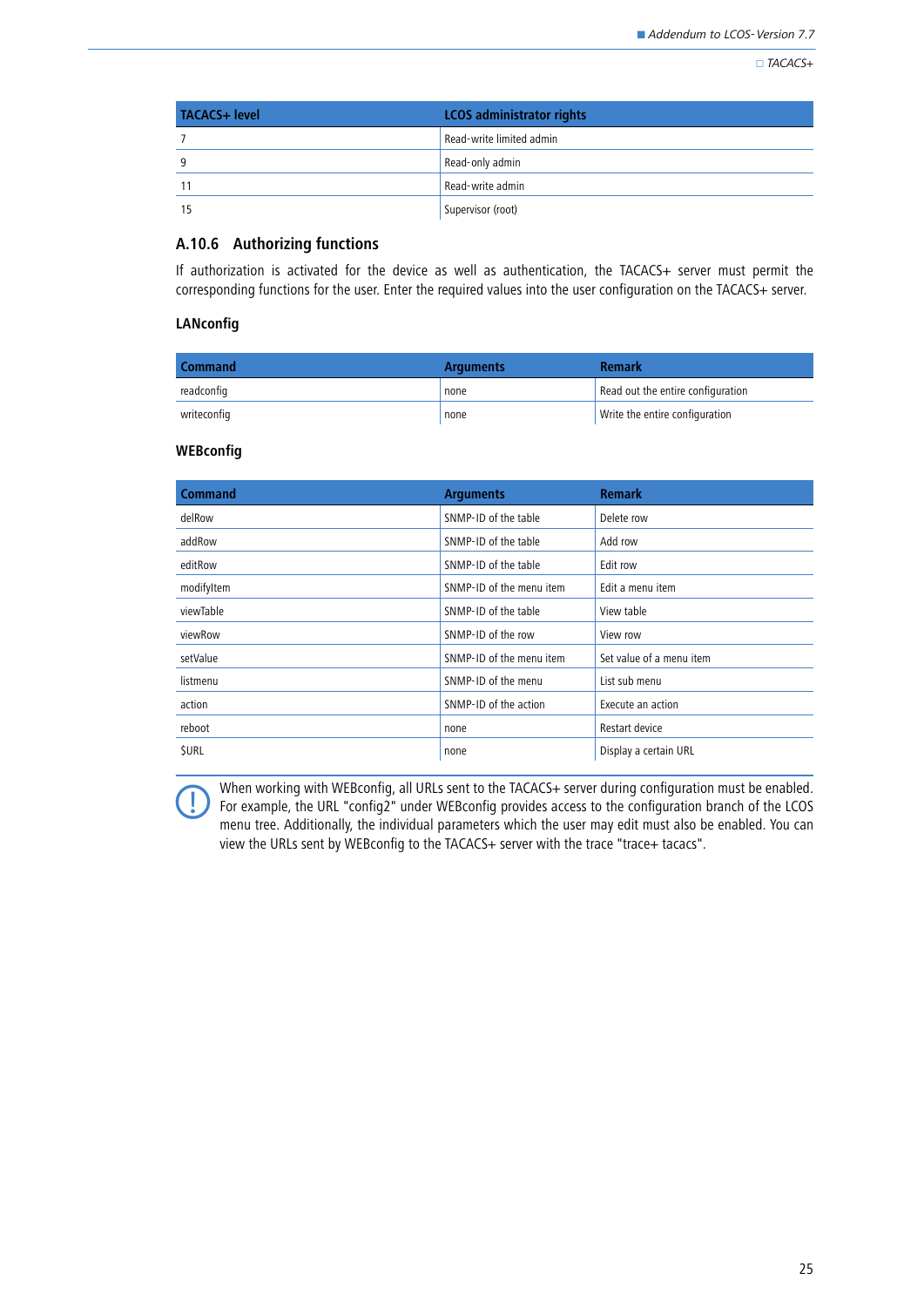| TACACS+ level | LCOS administrator rights |
| --- | --- |
| 7 | Read-write limited admin |
| 9 | Read-only admin |
| 11 | Read-write admin |
| 15 | Supervisor (root) |

### A.10.6 Authorizing functions

If authorization is activated for the device as well as authentication, the TACACS+ server must permit the corresponding functions for the user. Enter the required values into the user configuration on the TACACS+ server.

#### LANconfig

| Command | Arguments | Remark |
| --- | --- | --- |
| readconfig | none | Read out the entire configuration |
| writeconfig | none | Write the entire configuration |

#### WEBconfig

| Command | Arguments | Remark |
| --- | --- | --- |
| delRow | SNMP-ID of the table | Delete row |
| addRow | SNMP-ID of the table | Add row |
| editRow | SNMP-ID of the table | Edit row |
| modifyItem | SNMP-ID of the menu item | Edit a menu item |
| viewTable | SNMP-ID of the table | View table |
| viewRow | SNMP-ID of the row | View row |
| setValue | SNMP-ID of the menu item | Set value of a menu item |
| listmenu | SNMP-ID of the menu | List sub menu |
| action | SNMP-ID of the action | Execute an action |
| reboot | none | Restart device |
| $URL | none | Display a certain URL |

When working with WEBconfig, all URLs sent to the TACACS+ server during configuration must be enabled. For example, the URL "config2" under WEBconfig provides access to the configuration branch of the LCOS menu tree. Additionally, the individual parameters which the user may edit must also be enabled. You can view the URLs sent by WEBconfig to the TACACS+ server with the trace "trace+ tacacs".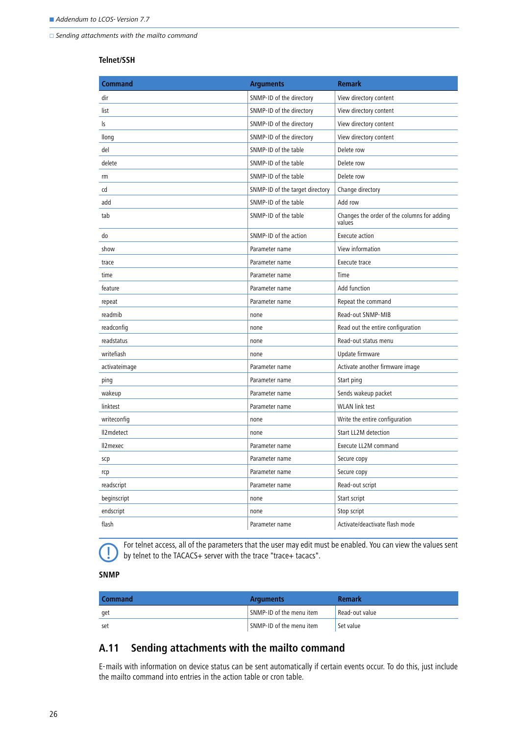**Telnet/SSH**

| Command | Arguments | Remark |
| --- | --- | --- |
| dir | SNMP-ID of the directory | View directory content |
| list | SNMP-ID of the directory | View directory content |
| ls | SNMP-ID of the directory | View directory content |
| llong | SNMP-ID of the directory | View directory content |
| del | SNMP-ID of the table | Delete row |
| delete | SNMP-ID of the table | Delete row |
| rm | SNMP-ID of the table | Delete row |
| cd | SNMP-ID of the target directory | Change directory |
| add | SNMP-ID of the table | Add row |
| tab | SNMP-ID of the table | Changes the order of the columns for adding values |
| do | SNMP-ID of the action | Execute action |
| show | Parameter name | View information |
| trace | Parameter name | Execute trace |
| time | Parameter name | Time |
| feature | Parameter name | Add function |
| repeat | Parameter name | Repeat the command |
| readmib | none | Read-out SNMP-MIB |
| readconfig | none | Read out the entire configuration |
| readstatus | none | Read-out status menu |
| writefiash | none | Update firmware |
| activateimage | Parameter name | Activate another firmware image |
| ping | Parameter name | Start ping |
| wakeup | Parameter name | Sends wakeup packet |
| linktest | Parameter name | WLAN link test |
| writeconfig | none | Write the entire configuration |
| ll2mdetect | none | Start LL2M detection |
| ll2mexec | Parameter name | Execute LL2M command |
| scp | Parameter name | Secure copy |
| rcp | Parameter name | Secure copy |
| readscript | Parameter name | Read-out script |
| beginscript | none | Start script |
| endscript | none | Stop script |
| flash | Parameter name | Activate/deactivate flash mode |

For telnet access, all of the parameters that the user may edit must be enabled. You can view the values sent by telnet to the TACACS+ server with the trace "trace+ tacacs".

**SNMP**

| Command | Arguments | Remark |
| --- | --- | --- |
| get | SNMP-ID of the menu item | Read-out value |
| set | SNMP-ID of the menu item | Set value |

## A.11 Sending attachments with the mailto command

E-mails with information on device status can be sent automatically if certain events occur. To do this, just include the mailto command into entries in the action table or cron table.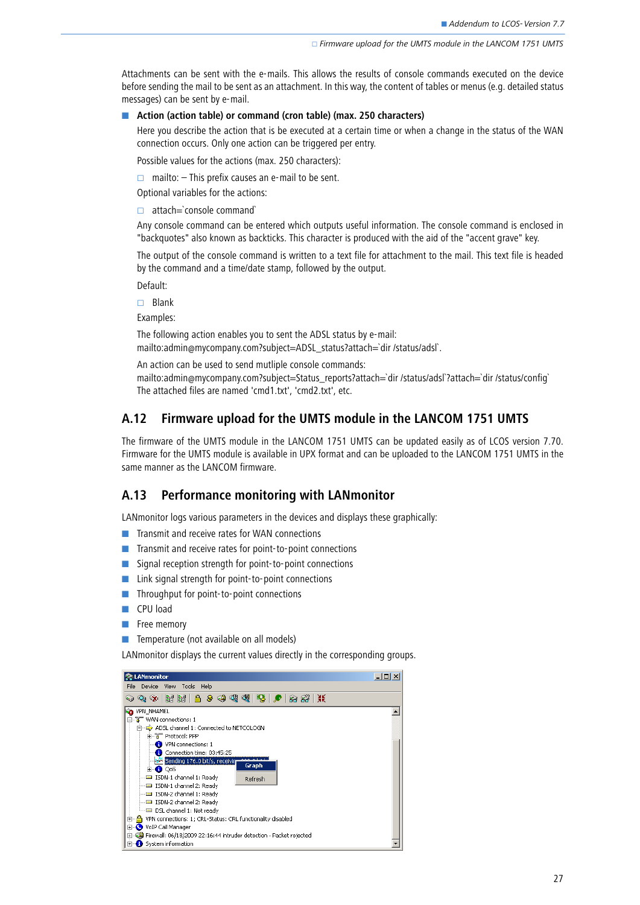Attachments can be sent with the e-mails. This allows the results of console commands executed on the device before sending the mail to be sent as an attachment. In this way, the content of tables or menus (e.g. detailed status messages) can be sent by e-mail.

- **Action (action table) or command (cron table) (max. 250 characters)**

  Here you describe the action that is be executed at a certain time or when a change in the status of the WAN connection occurs. Only one action can be triggered per entry.

  Possible values for the actions (max. 250 characters):

  - mailto: – This prefix causes an e-mail to be sent.

  Optional variables for the actions:

  - attach=`console command`

  Any console command can be entered which outputs useful information. The console command is enclosed in "backquotes" also known as backticks. This character is produced with the aid of the "accent grave" key.

  The output of the console command is written to a text file for attachment to the mail. This text file is headed by the command and a time/date stamp, followed by the output.

  Default:

  - Blank

  Examples:

  The following action enables you to sent the ADSL status by e-mail:
  mailto:admin@mycompany.com?subject=ADSL_status?attach=`dir /status/adsl`.

  An action can be used to send mutliple console commands:
  mailto:admin@mycompany.com?subject=Status_reports?attach=`dir /status/adsl`?attach=`dir /status/config`
  The attached files are named 'cmd1.txt', 'cmd2.txt', etc.

## A.12 Firmware upload for the UMTS module in the LANCOM 1751 UMTS

The firmware of the UMTS module in the LANCOM 1751 UMTS can be updated easily as of LCOS version 7.70. Firmware for the UMTS module is available in UPX format and can be uploaded to the LANCOM 1751 UMTS in the same manner as the LANCOM firmware.

## A.13 Performance monitoring with LANmonitor

LANmonitor logs various parameters in the devices and displays these graphically:

- Transmit and receive rates for WAN connections
- Transmit and receive rates for point-to-point connections
- Signal reception strength for point-to-point connections
- Link signal strength for point-to-point connections
- Throughput for point-to-point connections
- CPU load
- Free memory
- Temperature (not available on all models)

LANmonitor displays the current values directly in the corresponding groups.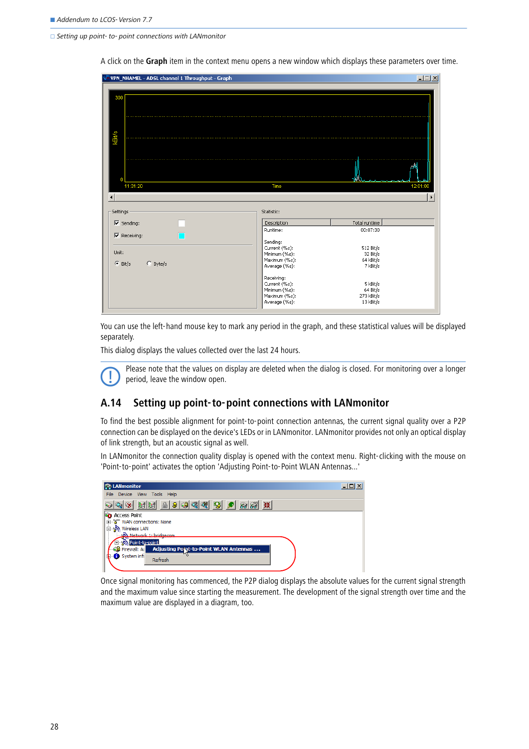A click on the **Graph** item in the context menu opens a new window which displays these parameters over time.

You can use the left-hand mouse key to mark any period in the graph, and these statistical values will be displayed separately.

This dialog displays the values collected over the last 24 hours.

Please note that the values on display are deleted when the dialog is closed. For monitoring over a longer period, leave the window open.

## A.14 Setting up point-to-point connections with LANmonitor

To find the best possible alignment for point-to-point connection antennas, the current signal quality over a P2P connection can be displayed on the device's LEDs or in LANmonitor. LANmonitor provides not only an optical display of link strength, but an acoustic signal as well.

In LANmonitor the connection quality display is opened with the context menu. Right-clicking with the mouse on 'Point-to-point' activates the option 'Adjusting Point-to-Point WLAN Antennas...'

Once signal monitoring has commenced, the P2P dialog displays the absolute values for the current signal strength and the maximum value since starting the measurement. The development of the signal strength over time and the maximum value are displayed in a diagram, too.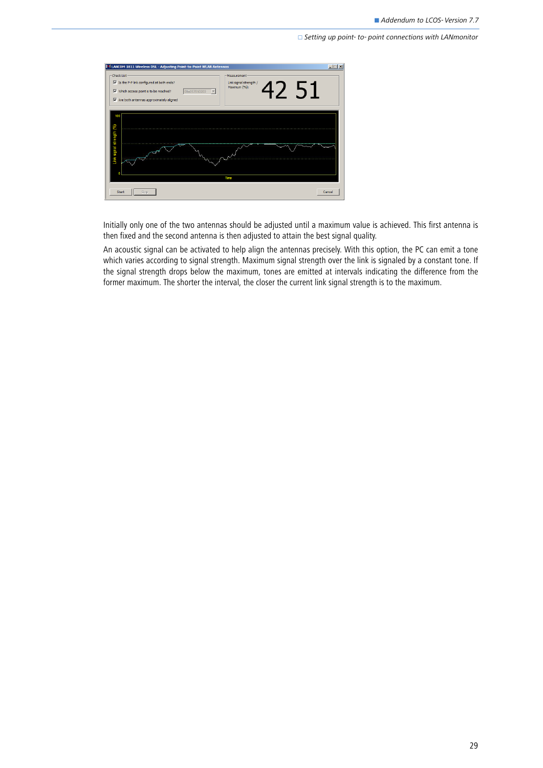Initially only one of the two antennas should be adjusted until a maximum value is achieved. This first antenna is then fixed and the second antenna is then adjusted to attain the best signal quality.

An acoustic signal can be activated to help align the antennas precisely. With this option, the PC can emit a tone which varies according to signal strength. Maximum signal strength over the link is signaled by a constant tone. If the signal strength drops below the maximum, tones are emitted at intervals indicating the difference from the former maximum. The shorter the interval, the closer the current link signal strength is to the maximum.